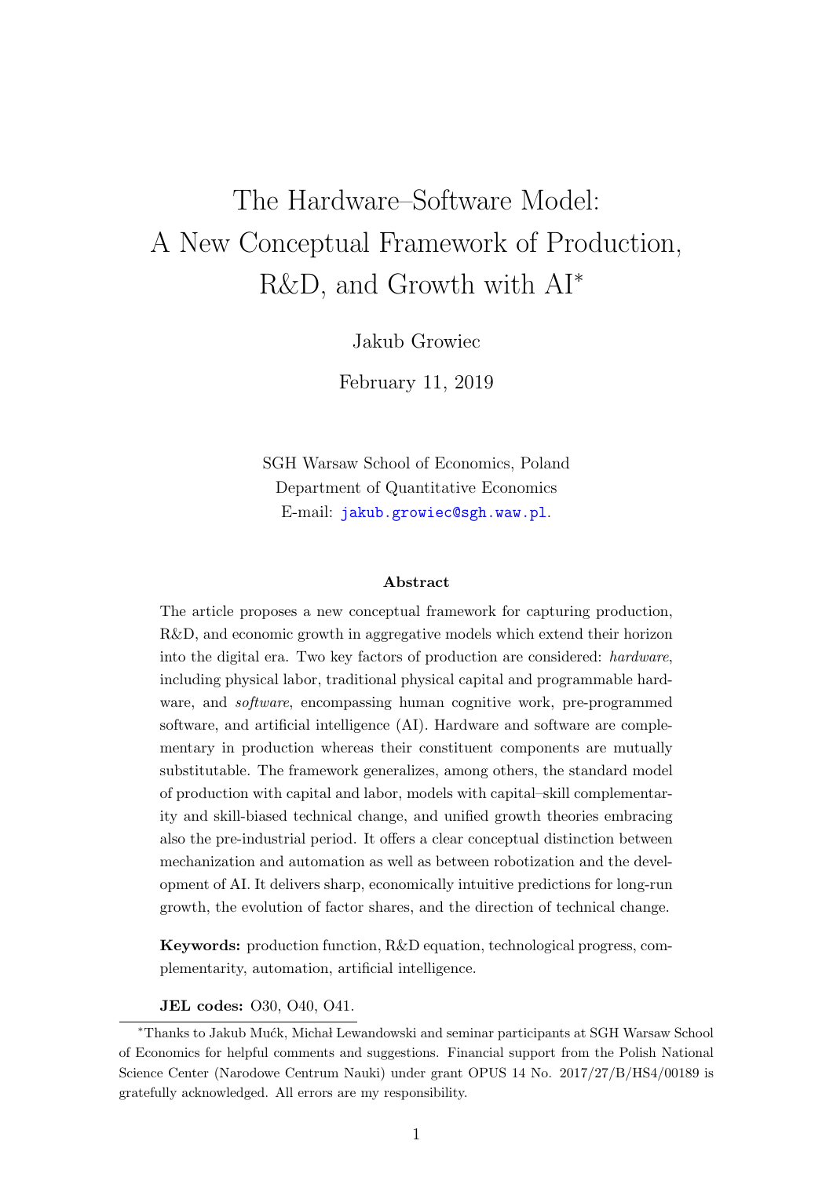# The Hardware–Software Model: A New Conceptual Framework of Production, R&D, and Growth with AI*

Jakub Growiec

February 11, 2019

SGH Warsaw School of Economics, Poland
Department of Quantitative Economics
E-mail: jakub.growiec@sgh.waw.pl.

### Abstract

The article proposes a new conceptual framework for capturing production, R&D, and economic growth in aggregative models which extend their horizon into the digital era. Two key factors of production are considered: *hardware*, including physical labor, traditional physical capital and programmable hardware, and *software*, encompassing human cognitive work, pre-programmed software, and artificial intelligence (AI). Hardware and software are complementary in production whereas their constituent components are mutually substitutable. The framework generalizes, among others, the standard model of production with capital and labor, models with capital–skill complementarity and skill-biased technical change, and unified growth theories embracing also the pre-industrial period. It offers a clear conceptual distinction between mechanization and automation as well as between robotization and the development of AI. It delivers sharp, economically intuitive predictions for long-run growth, the evolution of factor shares, and the direction of technical change.

**Keywords:** production function, R&D equation, technological progress, complementarity, automation, artificial intelligence.

**JEL codes:** O30, O40, O41.

*Thanks to Jakub Mućk, Michał Lewandowski and seminar participants at SGH Warsaw School of Economics for helpful comments and suggestions. Financial support from the Polish National Science Center (Narodowe Centrum Nauki) under grant OPUS 14 No. 2017/27/B/HS4/00189 is gratefully acknowledged. All errors are my responsibility.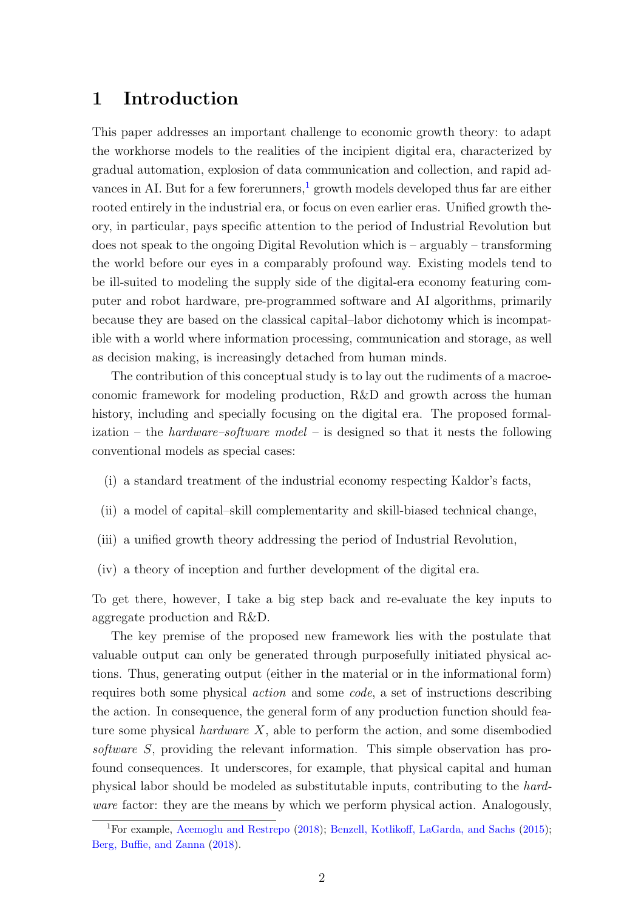# 1 Introduction

This paper addresses an important challenge to economic growth theory: to adapt the workhorse models to the realities of the incipient digital era, characterized by gradual automation, explosion of data communication and collection, and rapid advances in AI. But for a few forerunners,[1] growth models developed thus far are either rooted entirely in the industrial era, or focus on even earlier eras. Unified growth theory, in particular, pays specific attention to the period of Industrial Revolution but does not speak to the ongoing Digital Revolution which is – arguably – transforming the world before our eyes in a comparably profound way. Existing models tend to be ill-suited to modeling the supply side of the digital-era economy featuring computer and robot hardware, pre-programmed software and AI algorithms, primarily because they are based on the classical capital–labor dichotomy which is incompatible with a world where information processing, communication and storage, as well as decision making, is increasingly detached from human minds.

The contribution of this conceptual study is to lay out the rudiments of a macroeconomic framework for modeling production, R&D and growth across the human history, including and specially focusing on the digital era. The proposed formalization – the *hardware–software model* – is designed so that it nests the following conventional models as special cases:

(i) a standard treatment of the industrial economy respecting Kaldor's facts,

(ii) a model of capital–skill complementarity and skill-biased technical change,

(iii) a unified growth theory addressing the period of Industrial Revolution,

(iv) a theory of inception and further development of the digital era.

To get there, however, I take a big step back and re-evaluate the key inputs to aggregate production and R&D.

The key premise of the proposed new framework lies with the postulate that valuable output can only be generated through purposefully initiated physical actions. Thus, generating output (either in the material or in the informational form) requires both some physical *action* and some *code*, a set of instructions describing the action. In consequence, the general form of any production function should feature some physical *hardware* $X$, able to perform the action, and some disembodied *software* $S$, providing the relevant information. This simple observation has profound consequences. It underscores, for example, that physical capital and human physical labor should be modeled as substitutable inputs, contributing to the *hardware* factor: they are the means by which we perform physical action. Analogously,

[1] For example, Acemoglu and Restrepo (2018); Benzell, Kotlikoff, LaGarda, and Sachs (2015); Berg, Buffie, and Zanna (2018).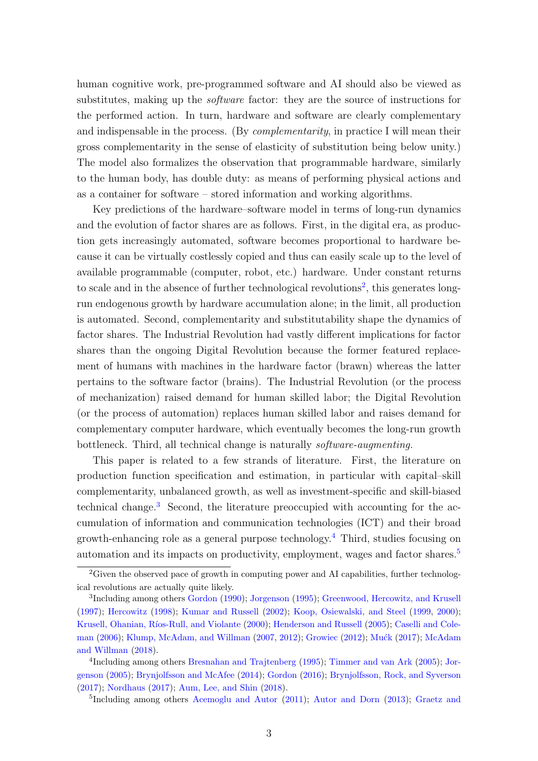human cognitive work, pre-programmed software and AI should also be viewed as substitutes, making up the *software* factor: they are the source of instructions for the performed action. In turn, hardware and software are clearly complementary and indispensable in the process. (By *complementarity*, in practice I will mean their gross complementarity in the sense of elasticity of substitution being below unity.) The model also formalizes the observation that programmable hardware, similarly to the human body, has double duty: as means of performing physical actions and as a container for software – stored information and working algorithms.

Key predictions of the hardware–software model in terms of long-run dynamics and the evolution of factor shares are as follows. First, in the digital era, as production gets increasingly automated, software becomes proportional to hardware because it can be virtually costlessly copied and thus can easily scale up to the level of available programmable (computer, robot, etc.) hardware. Under constant returns to scale and in the absence of further technological revolutions[2], this generates long-run endogenous growth by hardware accumulation alone; in the limit, all production is automated. Second, complementarity and substitutability shape the dynamics of factor shares. The Industrial Revolution had vastly different implications for factor shares than the ongoing Digital Revolution because the former featured replacement of humans with machines in the hardware factor (brawn) whereas the latter pertains to the software factor (brains). The Industrial Revolution (or the process of mechanization) raised demand for human skilled labor; the Digital Revolution (or the process of automation) replaces human skilled labor and raises demand for complementary computer hardware, which eventually becomes the long-run growth bottleneck. Third, all technical change is naturally *software-augmenting*.

This paper is related to a few strands of literature. First, the literature on production function specification and estimation, in particular with capital–skill complementarity, unbalanced growth, as well as investment-specific and skill-biased technical change.[3] Second, the literature preoccupied with accounting for the accumulation of information and communication technologies (ICT) and their broad growth-enhancing role as a general purpose technology.[4] Third, studies focusing on automation and its impacts on productivity, employment, wages and factor shares.[5]

[2] Given the observed pace of growth in computing power and AI capabilities, further technological revolutions are actually quite likely.

[3] Including among others Gordon (1990); Jorgenson (1995); Greenwood, Hercowitz, and Krusell (1997); Hercowitz (1998); Kumar and Russell (2002); Koop, Osiewalski, and Steel (1999, 2000); Krusell, Ohanian, Ríos-Rull, and Violante (2000); Henderson and Russell (2005); Caselli and Coleman (2006); Klump, McAdam, and Willman (2007, 2012); Growiec (2012); Mućk (2017); McAdam and Willman (2018).

[4] Including among others Bresnahan and Trajtenberg (1995); Timmer and van Ark (2005); Jorgenson (2005); Brynjolfsson and McAfee (2014); Gordon (2016); Brynjolfsson, Rock, and Syverson (2017); Nordhaus (2017); Aum, Lee, and Shin (2018).

[5] Including among others Acemoglu and Autor (2011); Autor and Dorn (2013); Graetz and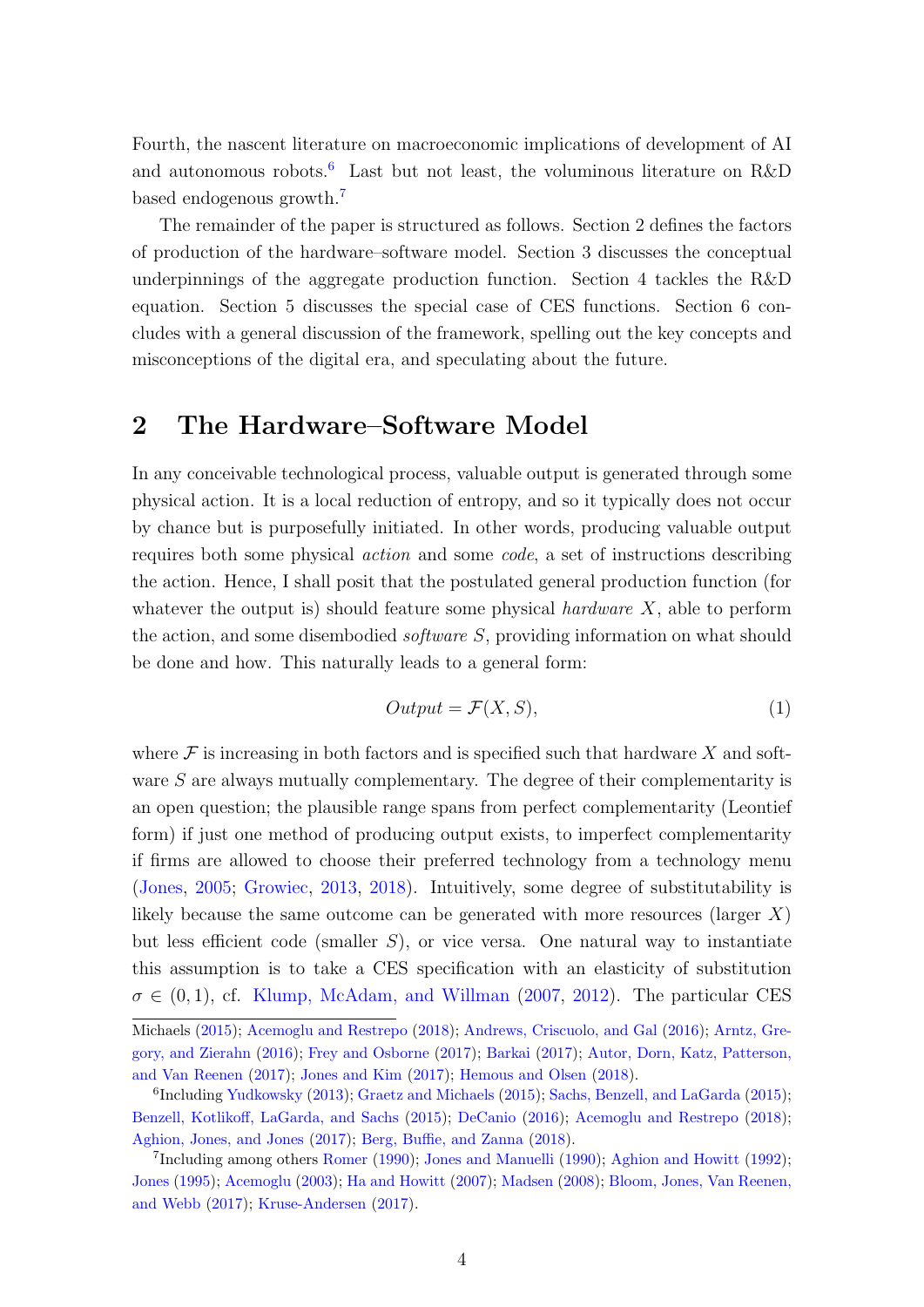Fourth, the nascent literature on macroeconomic implications of development of AI and autonomous robots.[6] Last but not least, the voluminous literature on R&D based endogenous growth.[7]

The remainder of the paper is structured as follows. Section 2 defines the factors of production of the hardware–software model. Section 3 discusses the conceptual underpinnings of the aggregate production function. Section 4 tackles the R&D equation. Section 5 discusses the special case of CES functions. Section 6 concludes with a general discussion of the framework, spelling out the key concepts and misconceptions of the digital era, and speculating about the future.

## 2 The Hardware–Software Model

In any conceivable technological process, valuable output is generated through some physical action. It is a local reduction of entropy, and so it typically does not occur by chance but is purposefully initiated. In other words, producing valuable output requires both some physical *action* and some *code*, a set of instructions describing the action. Hence, I shall posit that the postulated general production function (for whatever the output is) should feature some physical *hardware* $X$, able to perform the action, and some disembodied *software* $S$, providing information on what should be done and how. This naturally leads to a general form:

$$Output = \mathcal{F}(X, S), \tag{1}$$

where $\mathcal{F}$ is increasing in both factors and is specified such that hardware $X$ and software $S$ are always mutually complementary. The degree of their complementarity is an open question; the plausible range spans from perfect complementarity (Leontief form) if just one method of producing output exists, to imperfect complementarity if firms are allowed to choose their preferred technology from a technology menu (Jones, 2005; Growiec, 2013, 2018). Intuitively, some degree of substitutability is likely because the same outcome can be generated with more resources (larger $X$) but less efficient code (smaller $S$), or vice versa. One natural way to instantiate this assumption is to take a CES specification with an elasticity of substitution $\sigma \in (0, 1)$, cf. Klump, McAdam, and Willman (2007, 2012). The particular CES

Michaels (2015); Acemoglu and Restrepo (2018); Andrews, Criscuolo, and Gal (2016); Arntz, Gregory, and Zierahn (2016); Frey and Osborne (2017); Barkai (2017); Autor, Dorn, Katz, Patterson, and Van Reenen (2017); Jones and Kim (2017); Hemous and Olsen (2018).

[6] Including Yudkowsky (2013); Graetz and Michaels (2015); Sachs, Benzell, and LaGarda (2015); Benzell, Kotlikoff, LaGarda, and Sachs (2015); DeCanio (2016); Acemoglu and Restrepo (2018); Aghion, Jones, and Jones (2017); Berg, Buffie, and Zanna (2018).

[7] Including among others Romer (1990); Jones and Manuelli (1990); Aghion and Howitt (1992); Jones (1995); Acemoglu (2003); Ha and Howitt (2007); Madsen (2008); Bloom, Jones, Van Reenen, and Webb (2017); Kruse-Andersen (2017).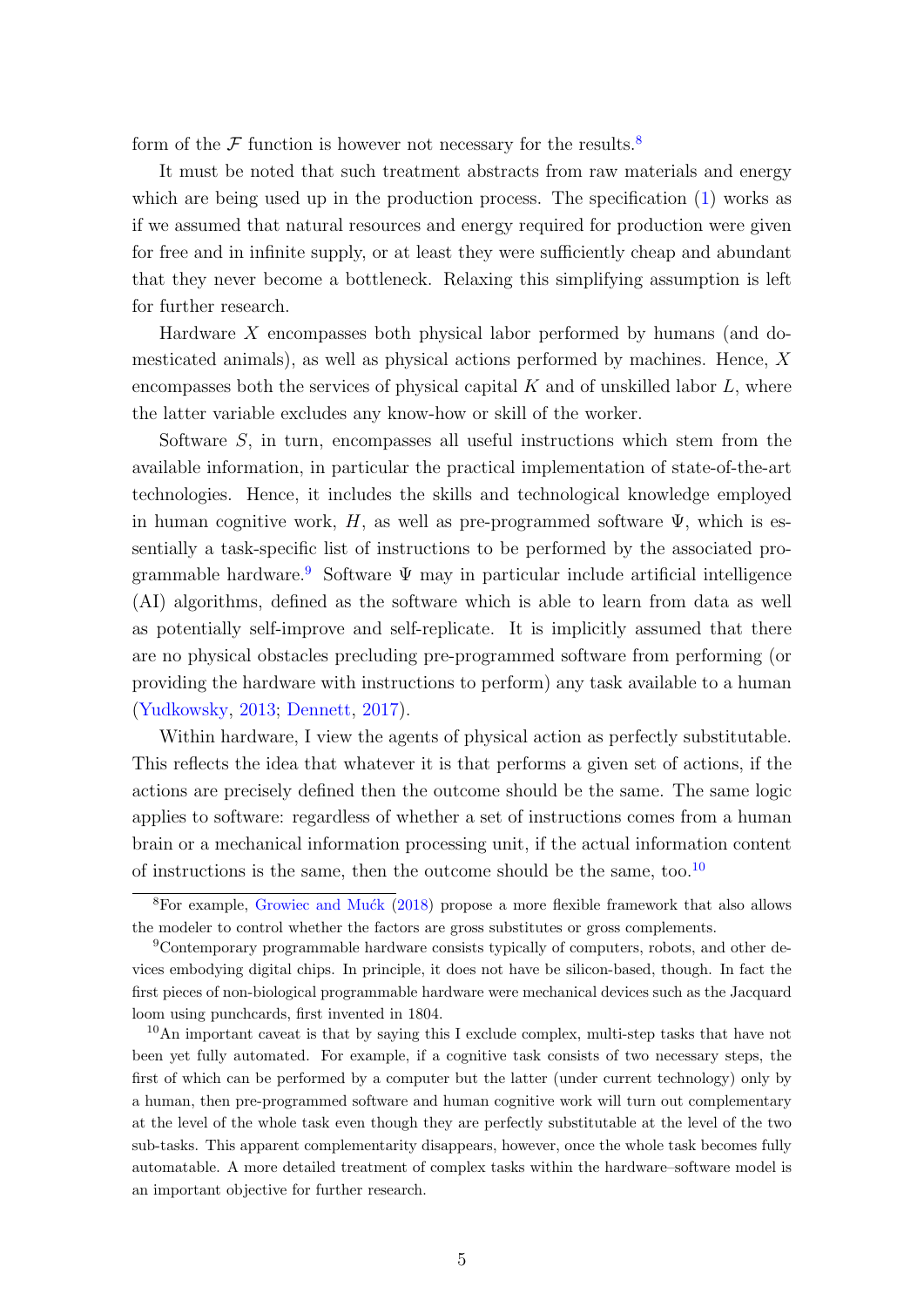form of the $\mathcal{F}$ function is however not necessary for the results.[8]

It must be noted that such treatment abstracts from raw materials and energy which are being used up in the production process. The specification (1) works as if we assumed that natural resources and energy required for production were given for free and in infinite supply, or at least they were sufficiently cheap and abundant that they never become a bottleneck. Relaxing this simplifying assumption is left for further research.

Hardware $X$ encompasses both physical labor performed by humans (and domesticated animals), as well as physical actions performed by machines. Hence, $X$ encompasses both the services of physical capital $K$ and of unskilled labor $L$, where the latter variable excludes any know-how or skill of the worker.

Software $S$, in turn, encompasses all useful instructions which stem from the available information, in particular the practical implementation of state-of-the-art technologies. Hence, it includes the skills and technological knowledge employed in human cognitive work, $H$, as well as pre-programmed software $\Psi$, which is essentially a task-specific list of instructions to be performed by the associated programmable hardware.[9] Software $\Psi$ may in particular include artificial intelligence (AI) algorithms, defined as the software which is able to learn from data as well as potentially self-improve and self-replicate. It is implicitly assumed that there are no physical obstacles precluding pre-programmed software from performing (or providing the hardware with instructions to perform) any task available to a human (Yudkowsky, 2013; Dennett, 2017).

Within hardware, I view the agents of physical action as perfectly substitutable. This reflects the idea that whatever it is that performs a given set of actions, if the actions are precisely defined then the outcome should be the same. The same logic applies to software: regardless of whether a set of instructions comes from a human brain or a mechanical information processing unit, if the actual information content of instructions is the same, then the outcome should be the same, too.[10]

---

[8] For example, Growiec and Mućk (2018) propose a more flexible framework that also allows the modeler to control whether the factors are gross substitutes or gross complements.

[9] Contemporary programmable hardware consists typically of computers, robots, and other devices embodying digital chips. In principle, it does not have be silicon-based, though. In fact the first pieces of non-biological programmable hardware were mechanical devices such as the Jacquard loom using punchcards, first invented in 1804.

[10] An important caveat is that by saying this I exclude complex, multi-step tasks that have not been yet fully automated. For example, if a cognitive task consists of two necessary steps, the first of which can be performed by a computer but the latter (under current technology) only by a human, then pre-programmed software and human cognitive work will turn out complementary at the level of the whole task even though they are perfectly substitutable at the level of the two sub-tasks. This apparent complementarity disappears, however, once the whole task becomes fully automatable. A more detailed treatment of complex tasks within the hardware–software model is an important objective for further research.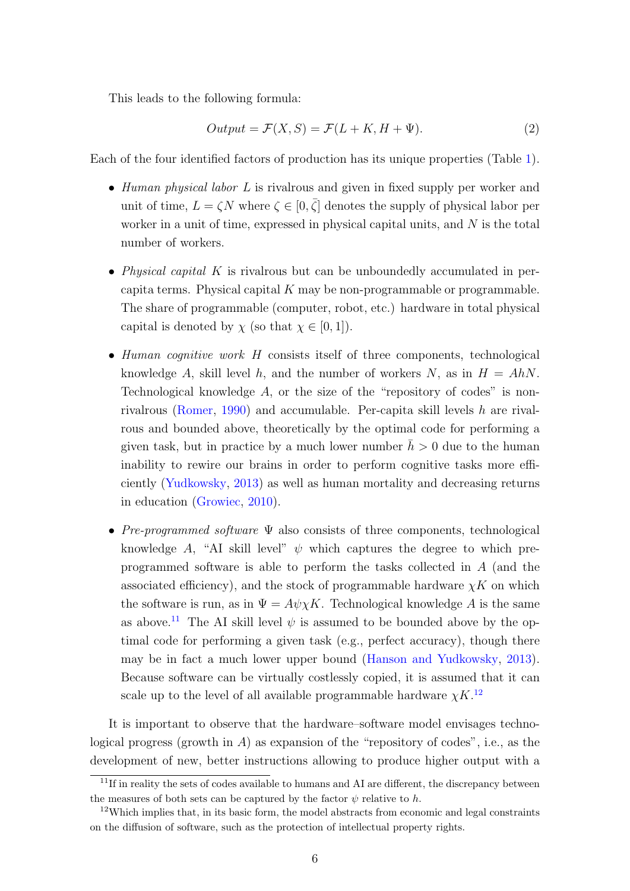This leads to the following formula:

$$Output = \mathcal{F}(X, S) = \mathcal{F}(L + K, H + \Psi). \tag{2}$$

Each of the four identified factors of production has its unique properties (Table 1).

- *Human physical labor* $L$ is rivalrous and given in fixed supply per worker and unit of time, $L = \zeta N$ where $\zeta \in [0, \bar{\zeta}]$ denotes the supply of physical labor per worker in a unit of time, expressed in physical capital units, and $N$ is the total number of workers.
- *Physical capital* $K$ is rivalrous but can be unboundedly accumulated in per-capita terms. Physical capital $K$ may be non-programmable or programmable. The share of programmable (computer, robot, etc.) hardware in total physical capital is denoted by $\chi$ (so that $\chi \in [0, 1]$).
- *Human cognitive work* $H$ consists itself of three components, technological knowledge $A$, skill level $h$, and the number of workers $N$, as in $H = AhN$. Technological knowledge $A$, or the size of the "repository of codes" is non-rivalrous (Romer, 1990) and accumulable. Per-capita skill levels $h$ are rivalrous and bounded above, theoretically by the optimal code for performing a given task, but in practice by a much lower number $\bar{h} > 0$ due to the human inability to rewire our brains in order to perform cognitive tasks more efficiently (Yudkowsky, 2013) as well as human mortality and decreasing returns in education (Growiec, 2010).
- *Pre-programmed software* $\Psi$ also consists of three components, technological knowledge $A$, "AI skill level" $\psi$ which captures the degree to which pre-programmed software is able to perform the tasks collected in $A$ (and the associated efficiency), and the stock of programmable hardware $\chi K$ on which the software is run, as in $\Psi = A\psi\chi K$. Technological knowledge $A$ is the same as above.[11] The AI skill level $\psi$ is assumed to be bounded above by the optimal code for performing a given task (e.g., perfect accuracy), though there may be in fact a much lower upper bound (Hanson and Yudkowsky, 2013). Because software can be virtually costlessly copied, it is assumed that it can scale up to the level of all available programmable hardware $\chi K$.[12]

It is important to observe that the hardware–software model envisages technological progress (growth in $A$) as expansion of the "repository of codes", i.e., as the development of new, better instructions allowing to produce higher output with a

[11] If in reality the sets of codes available to humans and AI are different, the discrepancy between the measures of both sets can be captured by the factor $\psi$ relative to $h$.

[12] Which implies that, in its basic form, the model abstracts from economic and legal constraints on the diffusion of software, such as the protection of intellectual property rights.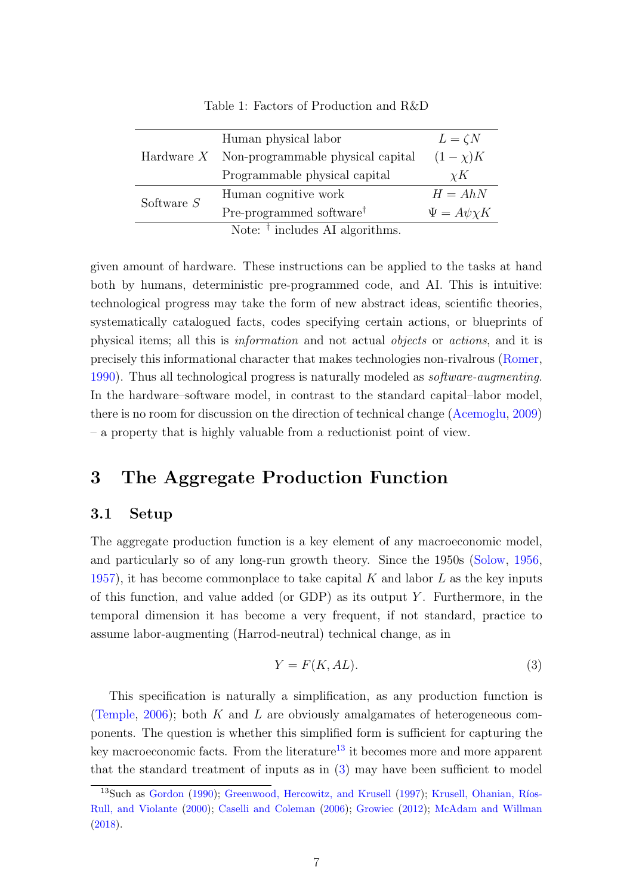Table 1: Factors of Production and R&D

| | | |
|---|---|---|
| Hardware $X$ | Human physical labor | $L = \zeta N$ |
| | Non-programmable physical capital | $(1-\chi)K$ |
| | Programmable physical capital | $\chi K$ |
| Software $S$ | Human cognitive work | $H = AhN$ |
| | Pre-programmed software[†] | $\Psi = A\psi\chi K$ |

Note: [†] includes AI algorithms.

given amount of hardware. These instructions can be applied to the tasks at hand both by humans, deterministic pre-programmed code, and AI. This is intuitive: technological progress may take the form of new abstract ideas, scientific theories, systematically catalogued facts, codes specifying certain actions, or blueprints of physical items; all this is *information* and not actual *objects* or *actions*, and it is precisely this informational character that makes technologies non-rivalrous (Romer, 1990). Thus all technological progress is naturally modeled as *software-augmenting*. In the hardware–software model, in contrast to the standard capital–labor model, there is no room for discussion on the direction of technical change (Acemoglu, 2009) – a property that is highly valuable from a reductionist point of view.

# 3 The Aggregate Production Function

## 3.1 Setup

The aggregate production function is a key element of any macroeconomic model, and particularly so of any long-run growth theory. Since the 1950s (Solow, 1956, 1957), it has become commonplace to take capital $K$ and labor $L$ as the key inputs of this function, and value added (or GDP) as its output $Y$. Furthermore, in the temporal dimension it has become a very frequent, if not standard, practice to assume labor-augmenting (Harrod-neutral) technical change, as in

$$Y = F(K, AL). \tag{3}$$

This specification is naturally a simplification, as any production function is (Temple, 2006); both $K$ and $L$ are obviously amalgamates of heterogeneous components. The question is whether this simplified form is sufficient for capturing the key macroeconomic facts. From the literature[13] it becomes more and more apparent that the standard treatment of inputs as in (3) may have been sufficient to model

[13] Such as Gordon (1990); Greenwood, Hercowitz, and Krusell (1997); Krusell, Ohanian, Ríos-Rull, and Violante (2000); Caselli and Coleman (2006); Growiec (2012); McAdam and Willman (2018).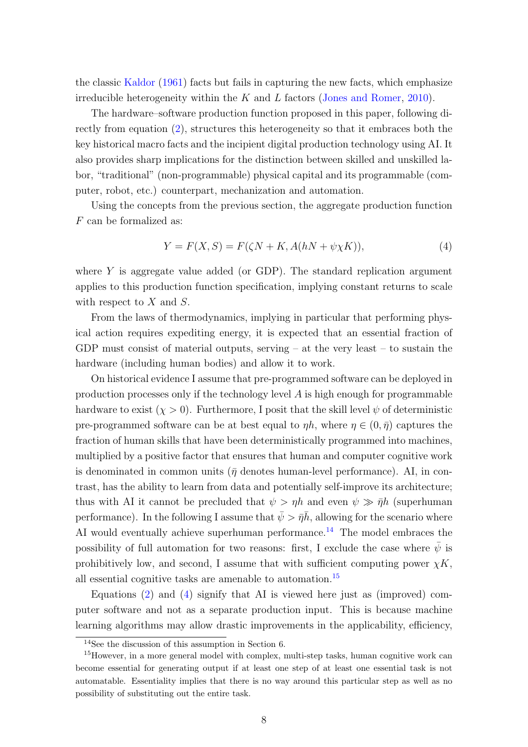the classic Kaldor (1961) facts but fails in capturing the new facts, which emphasize irreducible heterogeneity within the $K$ and $L$ factors (Jones and Romer, 2010).

The hardware–software production function proposed in this paper, following directly from equation (2), structures this heterogeneity so that it embraces both the key historical macro facts and the incipient digital production technology using AI. It also provides sharp implications for the distinction between skilled and unskilled labor, "traditional" (non-programmable) physical capital and its programmable (computer, robot, etc.) counterpart, mechanization and automation.

Using the concepts from the previous section, the aggregate production function $F$ can be formalized as:

$$Y = F(X, S) = F(\zeta N + K, A(hN + \psi\chi K)), \tag{4}$$

where $Y$ is aggregate value added (or GDP). The standard replication argument applies to this production function specification, implying constant returns to scale with respect to $X$ and $S$.

From the laws of thermodynamics, implying in particular that performing physical action requires expediting energy, it is expected that an essential fraction of GDP must consist of material outputs, serving – at the very least – to sustain the hardware (including human bodies) and allow it to work.

On historical evidence I assume that pre-programmed software can be deployed in production processes only if the technology level $A$ is high enough for programmable hardware to exist ($\chi > 0$). Furthermore, I posit that the skill level $\psi$ of deterministic pre-programmed software can be at best equal to $\eta h$, where $\eta \in (0, \bar{\eta})$ captures the fraction of human skills that have been deterministically programmed into machines, multiplied by a positive factor that ensures that human and computer cognitive work is denominated in common units ($\bar{\eta}$ denotes human-level performance). AI, in contrast, has the ability to learn from data and potentially self-improve its architecture; thus with AI it cannot be precluded that $\psi > \eta h$ and even $\psi \gg \bar{\eta} h$ (superhuman performance). In the following I assume that $\bar{\psi} > \bar{\eta}\bar{h}$, allowing for the scenario where AI would eventually achieve superhuman performance.[14] The model embraces the possibility of full automation for two reasons: first, I exclude the case where $\bar{\psi}$ is prohibitively low, and second, I assume that with sufficient computing power $\chi K$, all essential cognitive tasks are amenable to automation.[15]

Equations (2) and (4) signify that AI is viewed here just as (improved) computer software and not as a separate production input. This is because machine learning algorithms may allow drastic improvements in the applicability, efficiency,

[14] See the discussion of this assumption in Section 6.

[15] However, in a more general model with complex, multi-step tasks, human cognitive work can become essential for generating output if at least one step of at least one essential task is not automatable. Essentiality implies that there is no way around this particular step as well as no possibility of substituting out the entire task.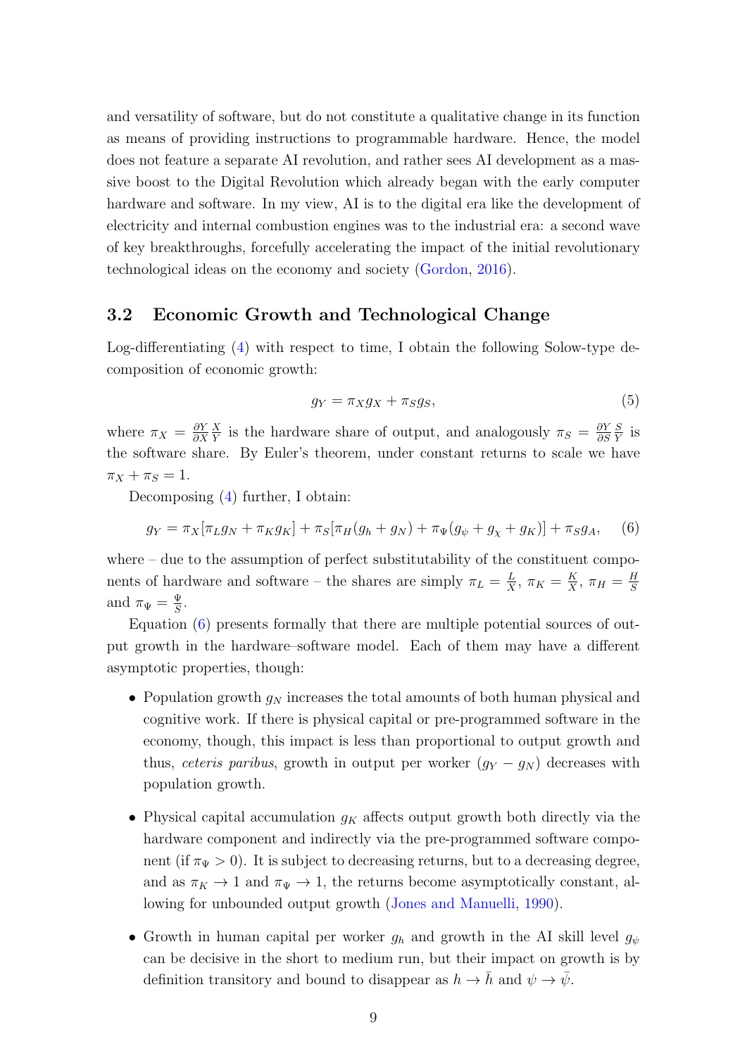and versatility of software, but do not constitute a qualitative change in its function as means of providing instructions to programmable hardware. Hence, the model does not feature a separate AI revolution, and rather sees AI development as a massive boost to the Digital Revolution which already began with the early computer hardware and software. In my view, AI is to the digital era like the development of electricity and internal combustion engines was to the industrial era: a second wave of key breakthroughs, forcefully accelerating the impact of the initial revolutionary technological ideas on the economy and society (Gordon, 2016).

### 3.2 Economic Growth and Technological Change

Log-differentiating (4) with respect to time, I obtain the following Solow-type decomposition of economic growth:

$$g_Y = \pi_X g_X + \pi_S g_S, \tag{5}$$

where $\pi_X = \frac{\partial Y}{\partial X}\frac{X}{Y}$ is the hardware share of output, and analogously $\pi_S = \frac{\partial Y}{\partial S}\frac{S}{Y}$ is the software share. By Euler's theorem, under constant returns to scale we have $\pi_X + \pi_S = 1$.

Decomposing (4) further, I obtain:

$$g_Y = \pi_X[\pi_L g_N + \pi_K g_K] + \pi_S[\pi_H(g_h + g_N) + \pi_\Psi(g_\psi + g_\chi + g_K)] + \pi_S g_A, \tag{6}$$

where – due to the assumption of perfect substitutability of the constituent components of hardware and software – the shares are simply $\pi_L = \frac{L}{X}$, $\pi_K = \frac{K}{X}$, $\pi_H = \frac{H}{S}$ and $\pi_\Psi = \frac{\Psi}{S}$.

Equation (6) presents formally that there are multiple potential sources of output growth in the hardware–software model. Each of them may have a different asymptotic properties, though:

- Population growth $g_N$ increases the total amounts of both human physical and cognitive work. If there is physical capital or pre-programmed software in the economy, though, this impact is less than proportional to output growth and thus, *ceteris paribus*, growth in output per worker $(g_Y - g_N)$ decreases with population growth.

- Physical capital accumulation $g_K$ affects output growth both directly via the hardware component and indirectly via the pre-programmed software component (if $\pi_\Psi > 0$). It is subject to decreasing returns, but to a decreasing degree, and as $\pi_K \to 1$ and $\pi_\Psi \to 1$, the returns become asymptotically constant, allowing for unbounded output growth (Jones and Manuelli, 1990).

- Growth in human capital per worker $g_h$ and growth in the AI skill level $g_\psi$ can be decisive in the short to medium run, but their impact on growth is by definition transitory and bound to disappear as $h \to \bar{h}$ and $\psi \to \bar{\psi}$.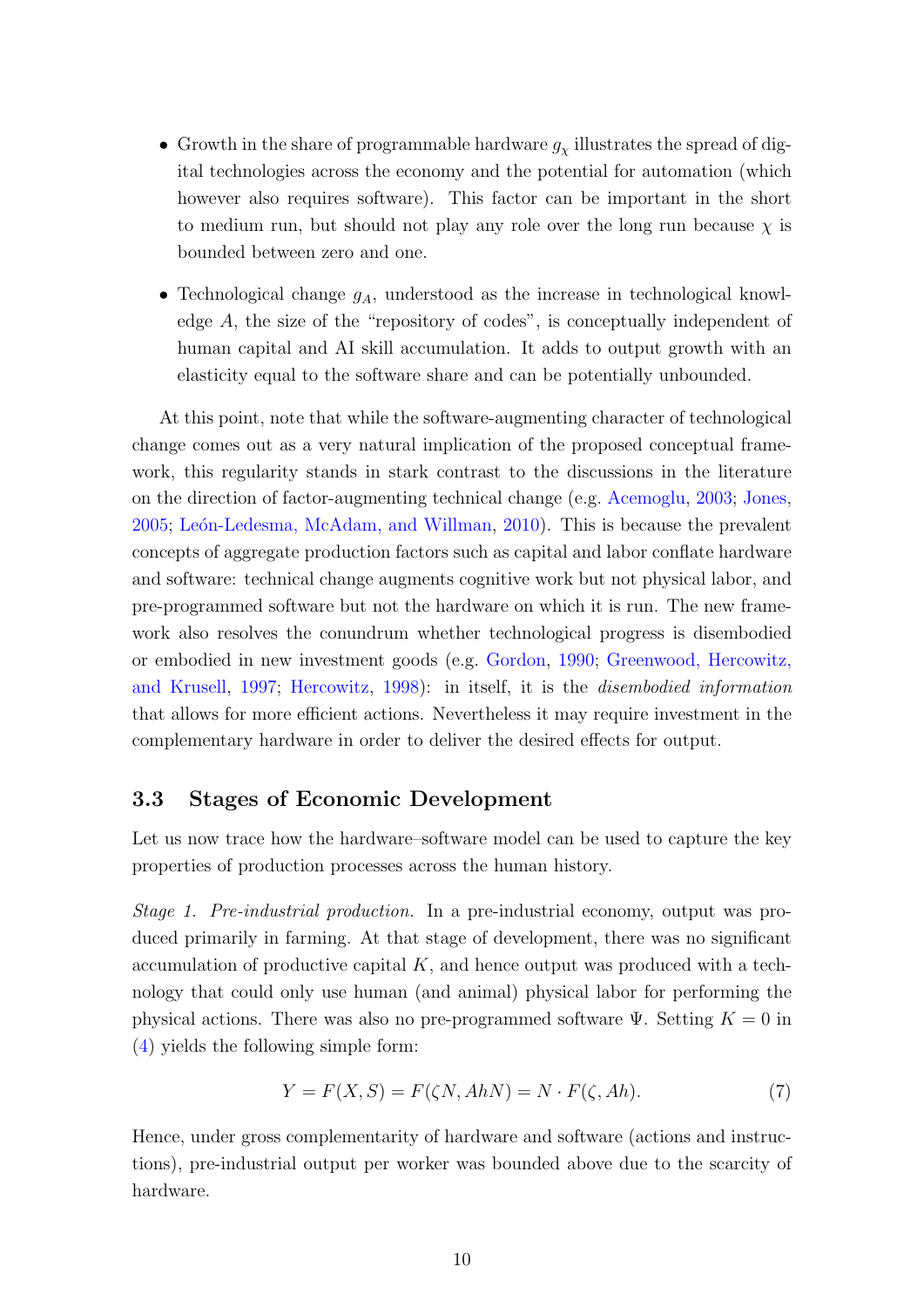- Growth in the share of programmable hardware $g_\chi$ illustrates the spread of digital technologies across the economy and the potential for automation (which however also requires software). This factor can be important in the short to medium run, but should not play any role over the long run because $\chi$ is bounded between zero and one.
- Technological change $g_A$, understood as the increase in technological knowledge $A$, the size of the "repository of codes", is conceptually independent of human capital and AI skill accumulation. It adds to output growth with an elasticity equal to the software share and can be potentially unbounded.

At this point, note that while the software-augmenting character of technological change comes out as a very natural implication of the proposed conceptual framework, this regularity stands in stark contrast to the discussions in the literature on the direction of factor-augmenting technical change (e.g. Acemoglu, 2003; Jones, 2005; León-Ledesma, McAdam, and Willman, 2010). This is because the prevalent concepts of aggregate production factors such as capital and labor conflate hardware and software: technical change augments cognitive work but not physical labor, and pre-programmed software but not the hardware on which it is run. The new framework also resolves the conundrum whether technological progress is disembodied or embodied in new investment goods (e.g. Gordon, 1990; Greenwood, Hercowitz, and Krusell, 1997; Hercowitz, 1998): in itself, it is the *disembodied information* that allows for more efficient actions. Nevertheless it may require investment in the complementary hardware in order to deliver the desired effects for output.

### 3.3 Stages of Economic Development

Let us now trace how the hardware–software model can be used to capture the key properties of production processes across the human history.

*Stage 1. Pre-industrial production.* In a pre-industrial economy, output was produced primarily in farming. At that stage of development, there was no significant accumulation of productive capital $K$, and hence output was produced with a technology that could only use human (and animal) physical labor for performing the physical actions. There was also no pre-programmed software $\Psi$. Setting $K = 0$ in (4) yields the following simple form:

$$Y = F(X, S) = F(\zeta N, AhN) = N \cdot F(\zeta, Ah). \tag{7}$$

Hence, under gross complementarity of hardware and software (actions and instructions), pre-industrial output per worker was bounded above due to the scarcity of hardware.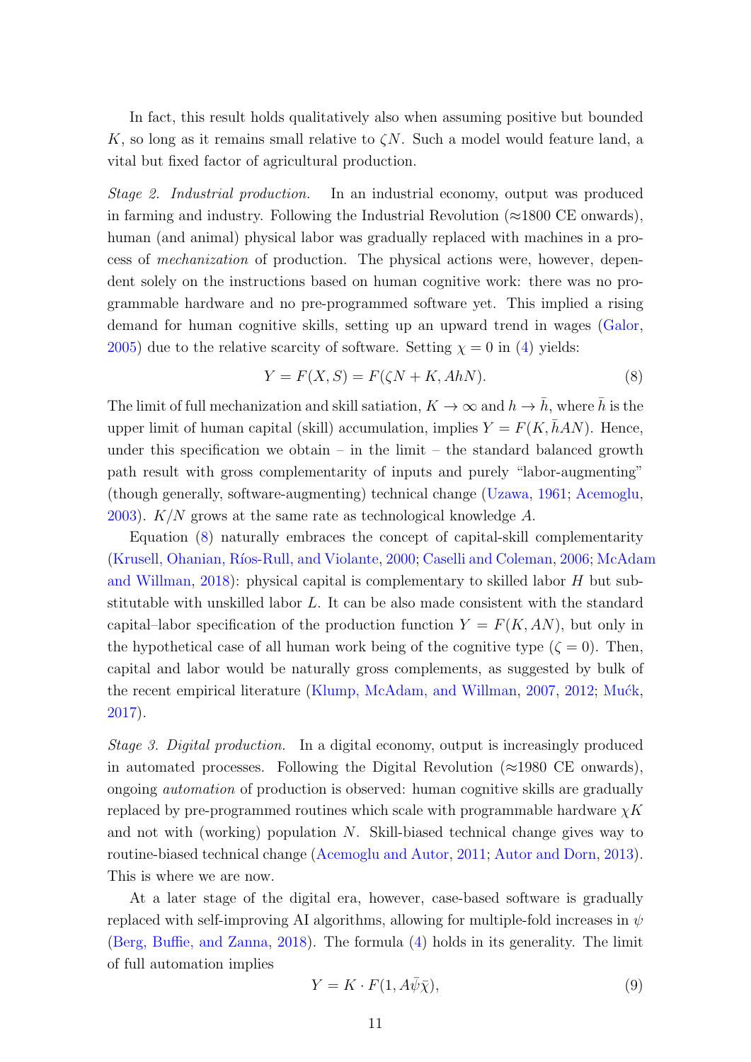In fact, this result holds qualitatively also when assuming positive but bounded $K$, so long as it remains small relative to $\zeta N$. Such a model would feature land, a vital but fixed factor of agricultural production.

*Stage 2. Industrial production.* In an industrial economy, output was produced in farming and industry. Following the Industrial Revolution (≈1800 CE onwards), human (and animal) physical labor was gradually replaced with machines in a process of *mechanization* of production. The physical actions were, however, dependent solely on the instructions based on human cognitive work: there was no programmable hardware and no pre-programmed software yet. This implied a rising demand for human cognitive skills, setting up an upward trend in wages (Galor, 2005) due to the relative scarcity of software. Setting $\chi = 0$ in (4) yields:

$$Y = F(X, S) = F(\zeta N + K, AhN). \tag{8}$$

The limit of full mechanization and skill satiation, $K \to \infty$ and $h \to \bar{h}$, where $\bar{h}$ is the upper limit of human capital (skill) accumulation, implies $Y = F(K, \bar{h}AN)$. Hence, under this specification we obtain – in the limit – the standard balanced growth path result with gross complementarity of inputs and purely "labor-augmenting" (though generally, software-augmenting) technical change (Uzawa, 1961; Acemoglu, 2003). $K/N$ grows at the same rate as technological knowledge $A$.

Equation (8) naturally embraces the concept of capital-skill complementarity (Krusell, Ohanian, Ríos-Rull, and Violante, 2000; Caselli and Coleman, 2006; McAdam and Willman, 2018): physical capital is complementary to skilled labor $H$ but substitutable with unskilled labor $L$. It can be also made consistent with the standard capital–labor specification of the production function $Y = F(K, AN)$, but only in the hypothetical case of all human work being of the cognitive type ($\zeta = 0$). Then, capital and labor would be naturally gross complements, as suggested by bulk of the recent empirical literature (Klump, McAdam, and Willman, 2007, 2012; Muck, 2017).

*Stage 3. Digital production.* In a digital economy, output is increasingly produced in automated processes. Following the Digital Revolution (≈1980 CE onwards), ongoing *automation* of production is observed: human cognitive skills are gradually replaced by pre-programmed routines which scale with programmable hardware $\chi K$ and not with (working) population $N$. Skill-biased technical change gives way to routine-biased technical change (Acemoglu and Autor, 2011; Autor and Dorn, 2013). This is where we are now.

At a later stage of the digital era, however, case-based software is gradually replaced with self-improving AI algorithms, allowing for multiple-fold increases in $\psi$ (Berg, Buffie, and Zanna, 2018). The formula (4) holds in its generality. The limit of full automation implies

$$Y = K \cdot F(1, A\bar{\psi}\bar{\chi}), \tag{9}$$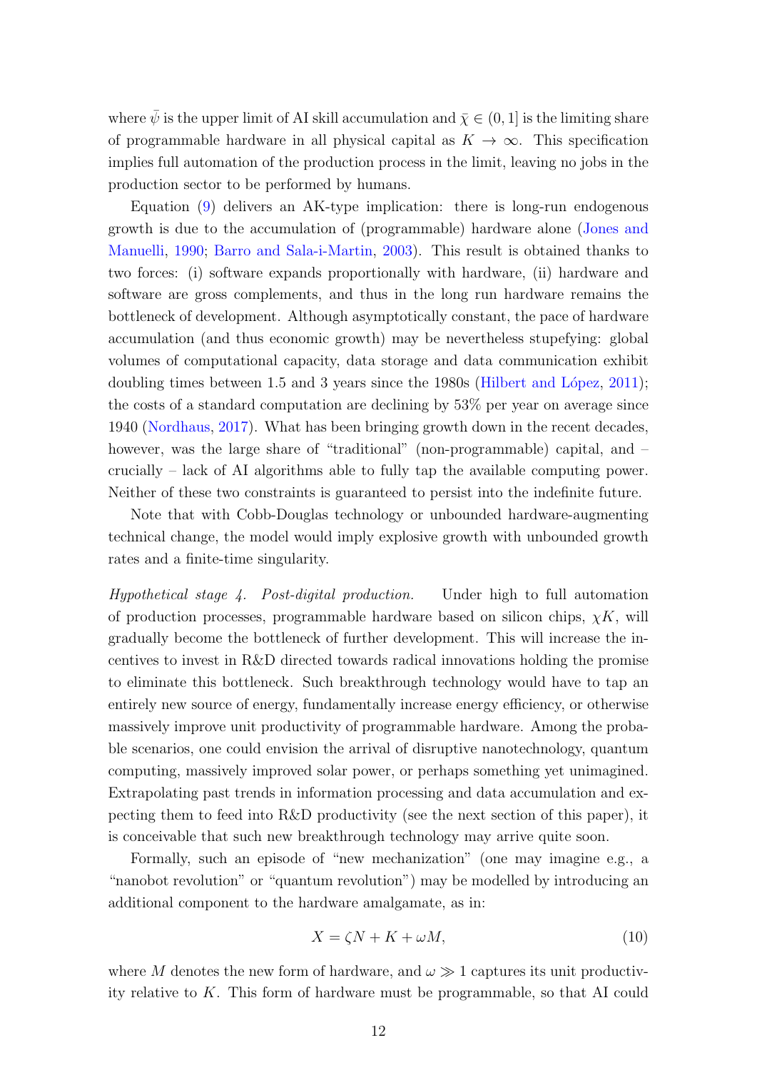where $\bar{\psi}$ is the upper limit of AI skill accumulation and $\bar{\chi} \in (0, 1]$ is the limiting share of programmable hardware in all physical capital as $K \to \infty$. This specification implies full automation of the production process in the limit, leaving no jobs in the production sector to be performed by humans.

Equation (9) delivers an AK-type implication: there is long-run endogenous growth is due to the accumulation of (programmable) hardware alone (Jones and Manuelli, 1990; Barro and Sala-i-Martin, 2003). This result is obtained thanks to two forces: (i) software expands proportionally with hardware, (ii) hardware and software are gross complements, and thus in the long run hardware remains the bottleneck of development. Although asymptotically constant, the pace of hardware accumulation (and thus economic growth) may be nevertheless stupefying: global volumes of computational capacity, data storage and data communication exhibit doubling times between 1.5 and 3 years since the 1980s (Hilbert and López, 2011); the costs of a standard computation are declining by 53% per year on average since 1940 (Nordhaus, 2017). What has been bringing growth down in the recent decades, however, was the large share of "traditional" (non-programmable) capital, and – crucially – lack of AI algorithms able to fully tap the available computing power. Neither of these two constraints is guaranteed to persist into the indefinite future.

Note that with Cobb-Douglas technology or unbounded hardware-augmenting technical change, the model would imply explosive growth with unbounded growth rates and a finite-time singularity.

*Hypothetical stage 4. Post-digital production.* Under high to full automation of production processes, programmable hardware based on silicon chips, $\chi K$, will gradually become the bottleneck of further development. This will increase the incentives to invest in R&D directed towards radical innovations holding the promise to eliminate this bottleneck. Such breakthrough technology would have to tap an entirely new source of energy, fundamentally increase energy efficiency, or otherwise massively improve unit productivity of programmable hardware. Among the probable scenarios, one could envision the arrival of disruptive nanotechnology, quantum computing, massively improved solar power, or perhaps something yet unimagined. Extrapolating past trends in information processing and data accumulation and expecting them to feed into R&D productivity (see the next section of this paper), it is conceivable that such new breakthrough technology may arrive quite soon.

Formally, such an episode of "new mechanization" (one may imagine e.g., a "nanobot revolution" or "quantum revolution") may be modelled by introducing an additional component to the hardware amalgamate, as in:

$$X = \zeta N + K + \omega M, \tag{10}$$

where $M$ denotes the new form of hardware, and $\omega \gg 1$ captures its unit productivity relative to $K$. This form of hardware must be programmable, so that AI could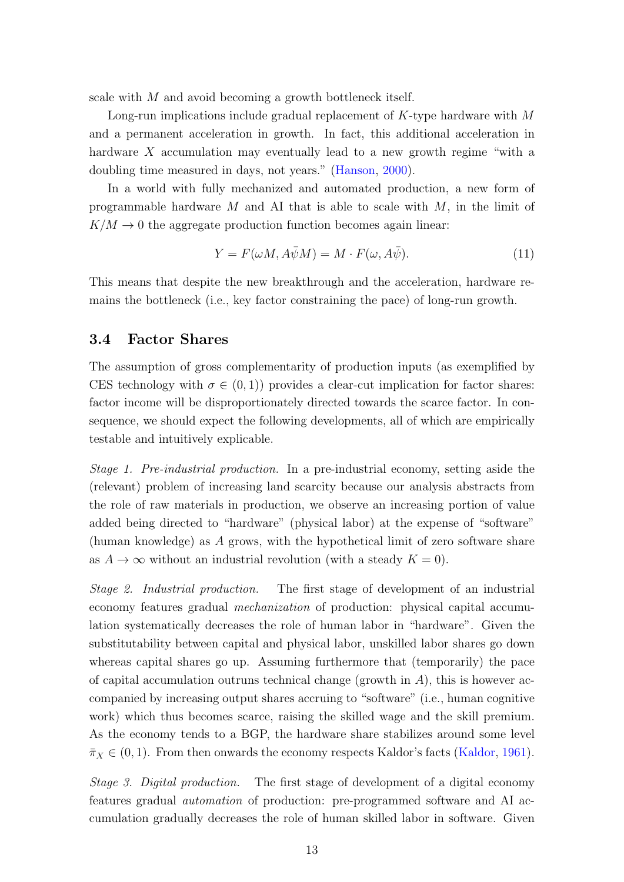scale with $M$ and avoid becoming a growth bottleneck itself.

Long-run implications include gradual replacement of $K$-type hardware with $M$ and a permanent acceleration in growth. In fact, this additional acceleration in hardware $X$ accumulation may eventually lead to a new growth regime "with a doubling time measured in days, not years." (Hanson, 2000).

In a world with fully mechanized and automated production, a new form of programmable hardware $M$ and AI that is able to scale with $M$, in the limit of $K/M \to 0$ the aggregate production function becomes again linear:

$$Y = F(\omega M, A\bar{\psi}M) = M \cdot F(\omega, A\bar{\psi}). \tag{11}$$

This means that despite the new breakthrough and the acceleration, hardware remains the bottleneck (i.e., key factor constraining the pace) of long-run growth.

### 3.4 Factor Shares

The assumption of gross complementarity of production inputs (as exemplified by CES technology with $\sigma \in (0, 1)$) provides a clear-cut implication for factor shares: factor income will be disproportionately directed towards the scarce factor. In consequence, we should expect the following developments, all of which are empirically testable and intuitively explicable.

*Stage 1. Pre-industrial production.* In a pre-industrial economy, setting aside the (relevant) problem of increasing land scarcity because our analysis abstracts from the role of raw materials in production, we observe an increasing portion of value added being directed to "hardware" (physical labor) at the expense of "software" (human knowledge) as $A$ grows, with the hypothetical limit of zero software share as $A \to \infty$ without an industrial revolution (with a steady $K = 0$).

*Stage 2. Industrial production.* The first stage of development of an industrial economy features gradual *mechanization* of production: physical capital accumulation systematically decreases the role of human labor in "hardware". Given the substitutability between capital and physical labor, unskilled labor shares go down whereas capital shares go up. Assuming furthermore that (temporarily) the pace of capital accumulation outruns technical change (growth in $A$), this is however accompanied by increasing output shares accruing to "software" (i.e., human cognitive work) which thus becomes scarce, raising the skilled wage and the skill premium. As the economy tends to a BGP, the hardware share stabilizes around some level $\bar{\pi}_X \in (0, 1)$. From then onwards the economy respects Kaldor's facts (Kaldor, 1961).

*Stage 3. Digital production.* The first stage of development of a digital economy features gradual *automation* of production: pre-programmed software and AI accumulation gradually decreases the role of human skilled labor in software. Given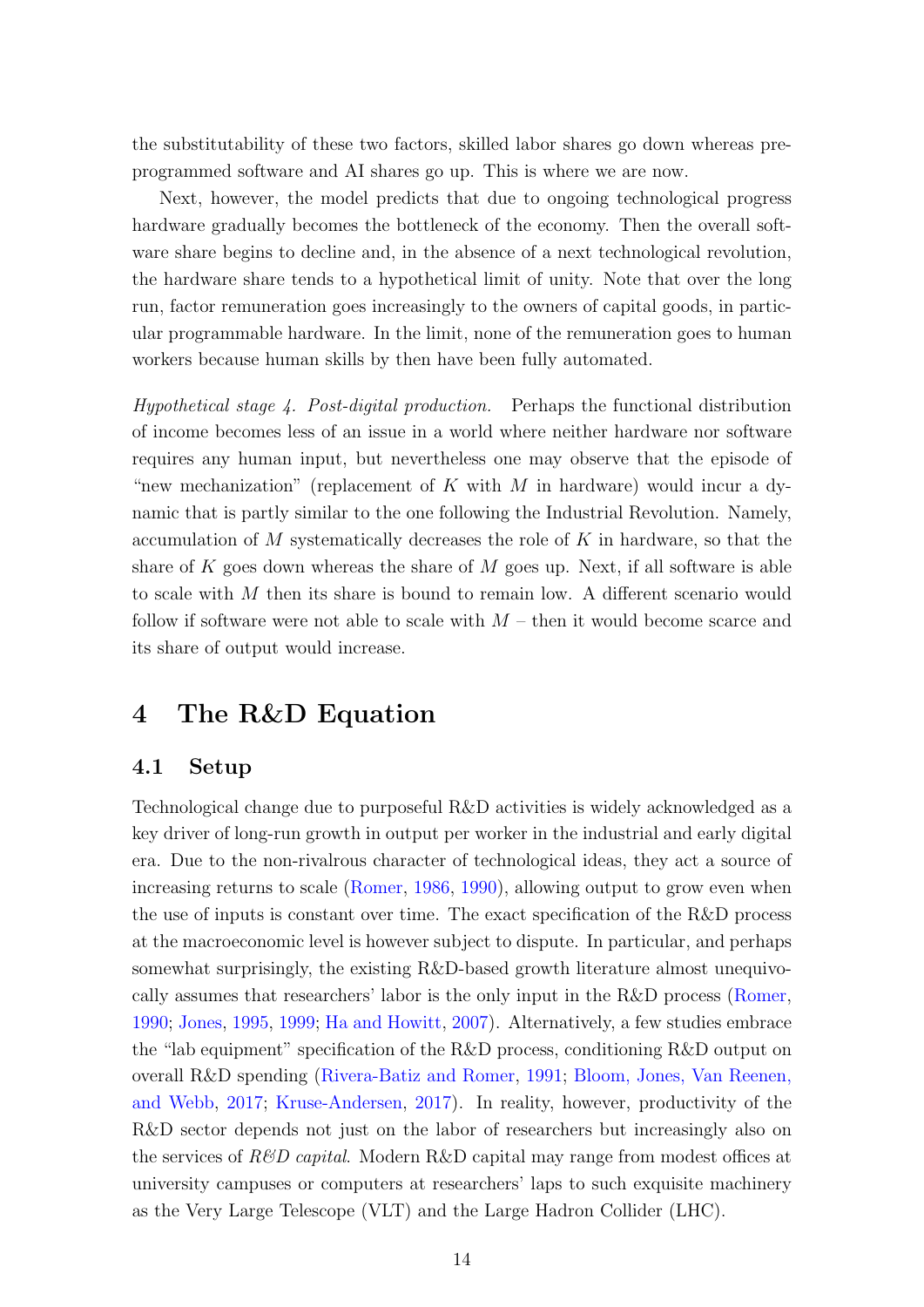the substitutability of these two factors, skilled labor shares go down whereas pre-programmed software and AI shares go up. This is where we are now.

Next, however, the model predicts that due to ongoing technological progress hardware gradually becomes the bottleneck of the economy. Then the overall software share begins to decline and, in the absence of a next technological revolution, the hardware share tends to a hypothetical limit of unity. Note that over the long run, factor remuneration goes increasingly to the owners of capital goods, in particular programmable hardware. In the limit, none of the remuneration goes to human workers because human skills by then have been fully automated.

*Hypothetical stage 4. Post-digital production.* Perhaps the functional distribution of income becomes less of an issue in a world where neither hardware nor software requires any human input, but nevertheless one may observe that the episode of "new mechanization" (replacement of $K$ with $M$ in hardware) would incur a dynamic that is partly similar to the one following the Industrial Revolution. Namely, accumulation of $M$ systematically decreases the role of $K$ in hardware, so that the share of $K$ goes down whereas the share of $M$ goes up. Next, if all software is able to scale with $M$ then its share is bound to remain low. A different scenario would follow if software were not able to scale with $M$ – then it would become scarce and its share of output would increase.

# 4 The R&D Equation

## 4.1 Setup

Technological change due to purposeful R&D activities is widely acknowledged as a key driver of long-run growth in output per worker in the industrial and early digital era. Due to the non-rivalrous character of technological ideas, they act a source of increasing returns to scale (Romer, 1986, 1990), allowing output to grow even when the use of inputs is constant over time. The exact specification of the R&D process at the macroeconomic level is however subject to dispute. In particular, and perhaps somewhat surprisingly, the existing R&D-based growth literature almost unequivocally assumes that researchers' labor is the only input in the R&D process (Romer, 1990; Jones, 1995, 1999; Ha and Howitt, 2007). Alternatively, a few studies embrace the "lab equipment" specification of the R&D process, conditioning R&D output on overall R&D spending (Rivera-Batiz and Romer, 1991; Bloom, Jones, Van Reenen, and Webb, 2017; Kruse-Andersen, 2017). In reality, however, productivity of the R&D sector depends not just on the labor of researchers but increasingly also on the services of *R&D capital*. Modern R&D capital may range from modest offices at university campuses or computers at researchers' laps to such exquisite machinery as the Very Large Telescope (VLT) and the Large Hadron Collider (LHC).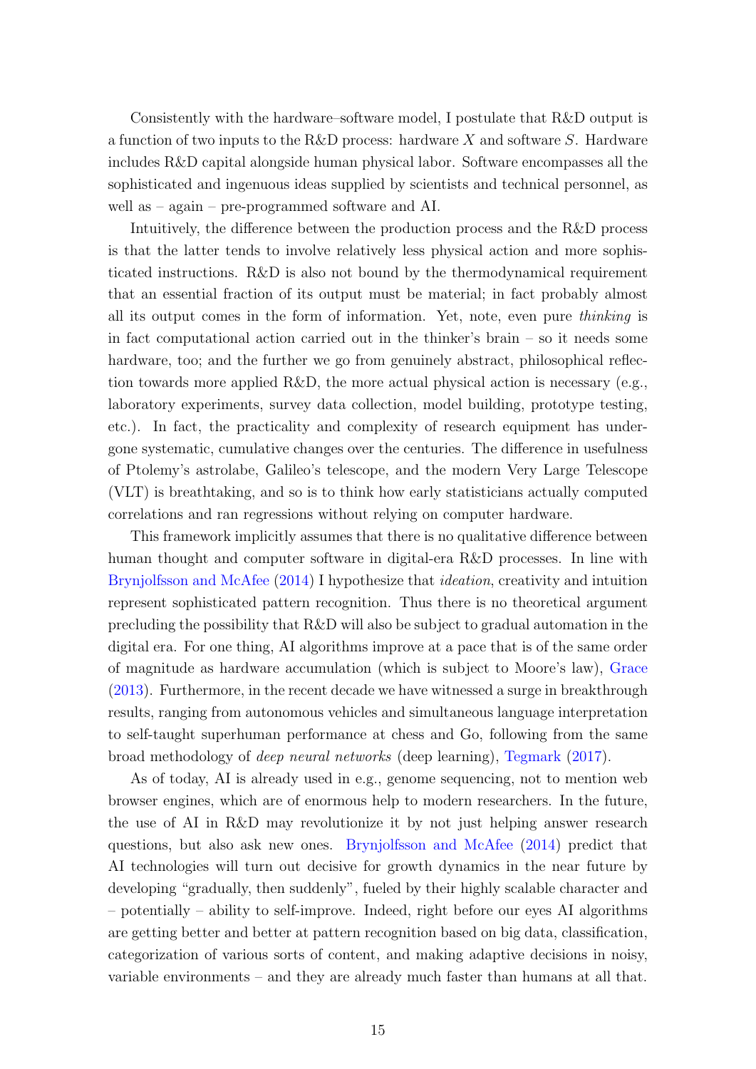Consistently with the hardware–software model, I postulate that R&D output is a function of two inputs to the R&D process: hardware $X$ and software $S$. Hardware includes R&D capital alongside human physical labor. Software encompasses all the sophisticated and ingenuous ideas supplied by scientists and technical personnel, as well as – again – pre-programmed software and AI.

Intuitively, the difference between the production process and the R&D process is that the latter tends to involve relatively less physical action and more sophisticated instructions. R&D is also not bound by the thermodynamical requirement that an essential fraction of its output must be material; in fact probably almost all its output comes in the form of information. Yet, note, even pure *thinking* is in fact computational action carried out in the thinker's brain – so it needs some hardware, too; and the further we go from genuinely abstract, philosophical reflection towards more applied R&D, the more actual physical action is necessary (e.g., laboratory experiments, survey data collection, model building, prototype testing, etc.). In fact, the practicality and complexity of research equipment has undergone systematic, cumulative changes over the centuries. The difference in usefulness of Ptolemy's astrolabe, Galileo's telescope, and the modern Very Large Telescope (VLT) is breathtaking, and so is to think how early statisticians actually computed correlations and ran regressions without relying on computer hardware.

This framework implicitly assumes that there is no qualitative difference between human thought and computer software in digital-era R&D processes. In line with Brynjolfsson and McAfee (2014) I hypothesize that *ideation*, creativity and intuition represent sophisticated pattern recognition. Thus there is no theoretical argument precluding the possibility that R&D will also be subject to gradual automation in the digital era. For one thing, AI algorithms improve at a pace that is of the same order of magnitude as hardware accumulation (which is subject to Moore's law), Grace (2013). Furthermore, in the recent decade we have witnessed a surge in breakthrough results, ranging from autonomous vehicles and simultaneous language interpretation to self-taught superhuman performance at chess and Go, following from the same broad methodology of *deep neural networks* (deep learning), Tegmark (2017).

As of today, AI is already used in e.g., genome sequencing, not to mention web browser engines, which are of enormous help to modern researchers. In the future, the use of AI in R&D may revolutionize it by not just helping answer research questions, but also ask new ones. Brynjolfsson and McAfee (2014) predict that AI technologies will turn out decisive for growth dynamics in the near future by developing "gradually, then suddenly", fueled by their highly scalable character and – potentially – ability to self-improve. Indeed, right before our eyes AI algorithms are getting better and better at pattern recognition based on big data, classification, categorization of various sorts of content, and making adaptive decisions in noisy, variable environments – and they are already much faster than humans at all that.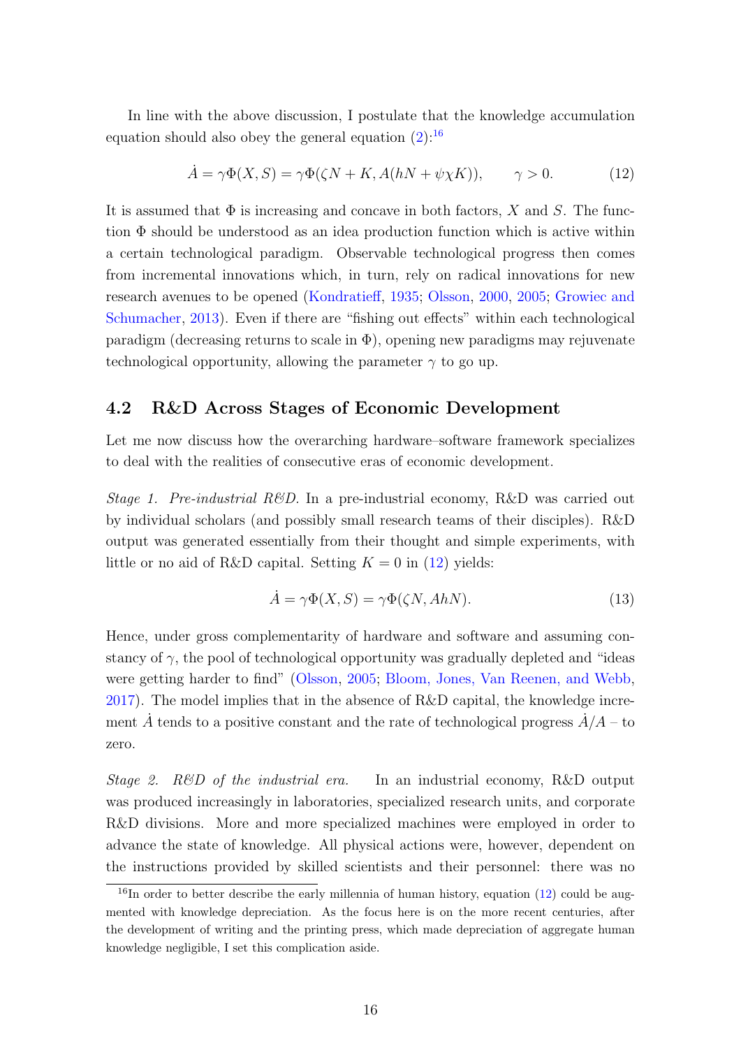In line with the above discussion, I postulate that the knowledge accumulation equation should also obey the general equation (2):[16]

$$\dot{A} = \gamma \Phi(X, S) = \gamma \Phi(\zeta N + K, A(hN + \psi \chi K)), \qquad \gamma > 0. \tag{12}$$

It is assumed that $\Phi$ is increasing and concave in both factors, $X$ and $S$. The function $\Phi$ should be understood as an idea production function which is active within a certain technological paradigm. Observable technological progress then comes from incremental innovations which, in turn, rely on radical innovations for new research avenues to be opened (Kondratieff, 1935; Olsson, 2000, 2005; Growiec and Schumacher, 2013). Even if there are "fishing out effects" within each technological paradigm (decreasing returns to scale in $\Phi$), opening new paradigms may rejuvenate technological opportunity, allowing the parameter $\gamma$ to go up.

## 4.2 R&D Across Stages of Economic Development

Let me now discuss how the overarching hardware–software framework specializes to deal with the realities of consecutive eras of economic development.

*Stage 1. Pre-industrial R&D.* In a pre-industrial economy, R&D was carried out by individual scholars (and possibly small research teams of their disciples). R&D output was generated essentially from their thought and simple experiments, with little or no aid of R&D capital. Setting $K = 0$ in (12) yields:

$$\dot{A} = \gamma \Phi(X, S) = \gamma \Phi(\zeta N, AhN). \tag{13}$$

Hence, under gross complementarity of hardware and software and assuming constancy of $\gamma$, the pool of technological opportunity was gradually depleted and "ideas were getting harder to find" (Olsson, 2005; Bloom, Jones, Van Reenen, and Webb, 2017). The model implies that in the absence of R&D capital, the knowledge increment $\dot{A}$ tends to a positive constant and the rate of technological progress $\dot{A}/A$ – to zero.

*Stage 2. R&D of the industrial era.* In an industrial economy, R&D output was produced increasingly in laboratories, specialized research units, and corporate R&D divisions. More and more specialized machines were employed in order to advance the state of knowledge. All physical actions were, however, dependent on the instructions provided by skilled scientists and their personnel: there was no

[16] In order to better describe the early millennia of human history, equation (12) could be augmented with knowledge depreciation. As the focus here is on the more recent centuries, after the development of writing and the printing press, which made depreciation of aggregate human knowledge negligible, I set this complication aside.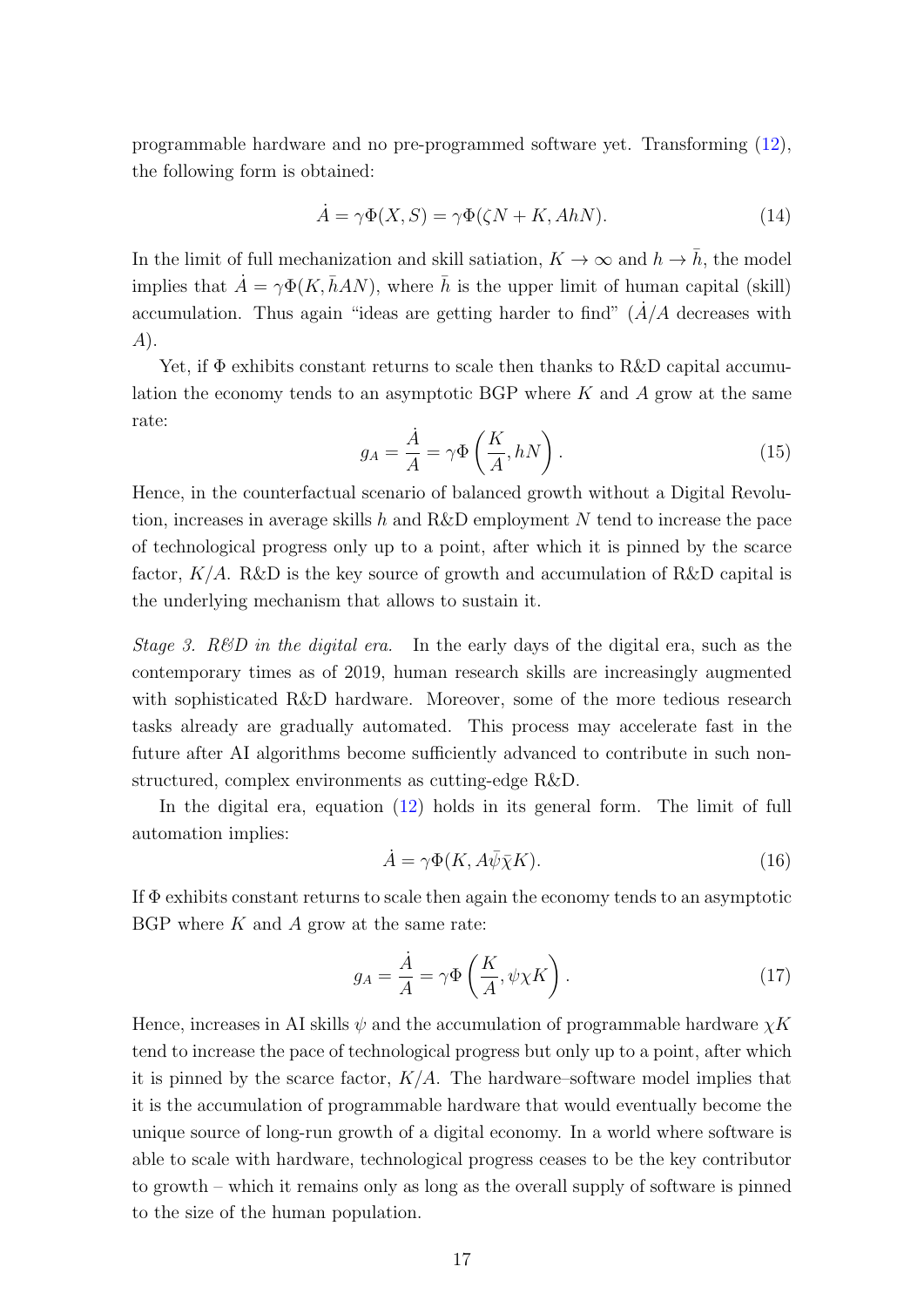programmable hardware and no pre-programmed software yet. Transforming (12), the following form is obtained:

$$\dot{A} = \gamma \Phi(X, S) = \gamma \Phi(\zeta N + K, AhN). \tag{14}$$

In the limit of full mechanization and skill satiation, $K \to \infty$ and $h \to \bar{h}$, the model implies that $\dot{A} = \gamma \Phi(K, \bar{h}AN)$, where $\bar{h}$ is the upper limit of human capital (skill) accumulation. Thus again "ideas are getting harder to find" ($\dot{A}/A$ decreases with $A$).

Yet, if $\Phi$ exhibits constant returns to scale then thanks to R&D capital accumulation the economy tends to an asymptotic BGP where $K$ and $A$ grow at the same rate:

$$g_A = \frac{\dot{A}}{A} = \gamma \Phi\left(\frac{K}{A}, hN\right). \tag{15}$$

Hence, in the counterfactual scenario of balanced growth without a Digital Revolution, increases in average skills $h$ and R&D employment $N$ tend to increase the pace of technological progress only up to a point, after which it is pinned by the scarce factor, $K/A$. R&D is the key source of growth and accumulation of R&D capital is the underlying mechanism that allows to sustain it.

*Stage 3. R&D in the digital era.* In the early days of the digital era, such as the contemporary times as of 2019, human research skills are increasingly augmented with sophisticated R&D hardware. Moreover, some of the more tedious research tasks already are gradually automated. This process may accelerate fast in the future after AI algorithms become sufficiently advanced to contribute in such non-structured, complex environments as cutting-edge R&D.

In the digital era, equation (12) holds in its general form. The limit of full automation implies:

$$\dot{A} = \gamma \Phi(K, A\bar{\psi}\bar{\chi}K). \tag{16}$$

If $\Phi$ exhibits constant returns to scale then again the economy tends to an asymptotic BGP where $K$ and $A$ grow at the same rate:

$$g_A = \frac{\dot{A}}{A} = \gamma \Phi\left(\frac{K}{A}, \psi\chi K\right). \tag{17}$$

Hence, increases in AI skills $\psi$ and the accumulation of programmable hardware $\chi K$ tend to increase the pace of technological progress but only up to a point, after which it is pinned by the scarce factor, $K/A$. The hardware–software model implies that it is the accumulation of programmable hardware that would eventually become the unique source of long-run growth of a digital economy. In a world where software is able to scale with hardware, technological progress ceases to be the key contributor to growth – which it remains only as long as the overall supply of software is pinned to the size of the human population.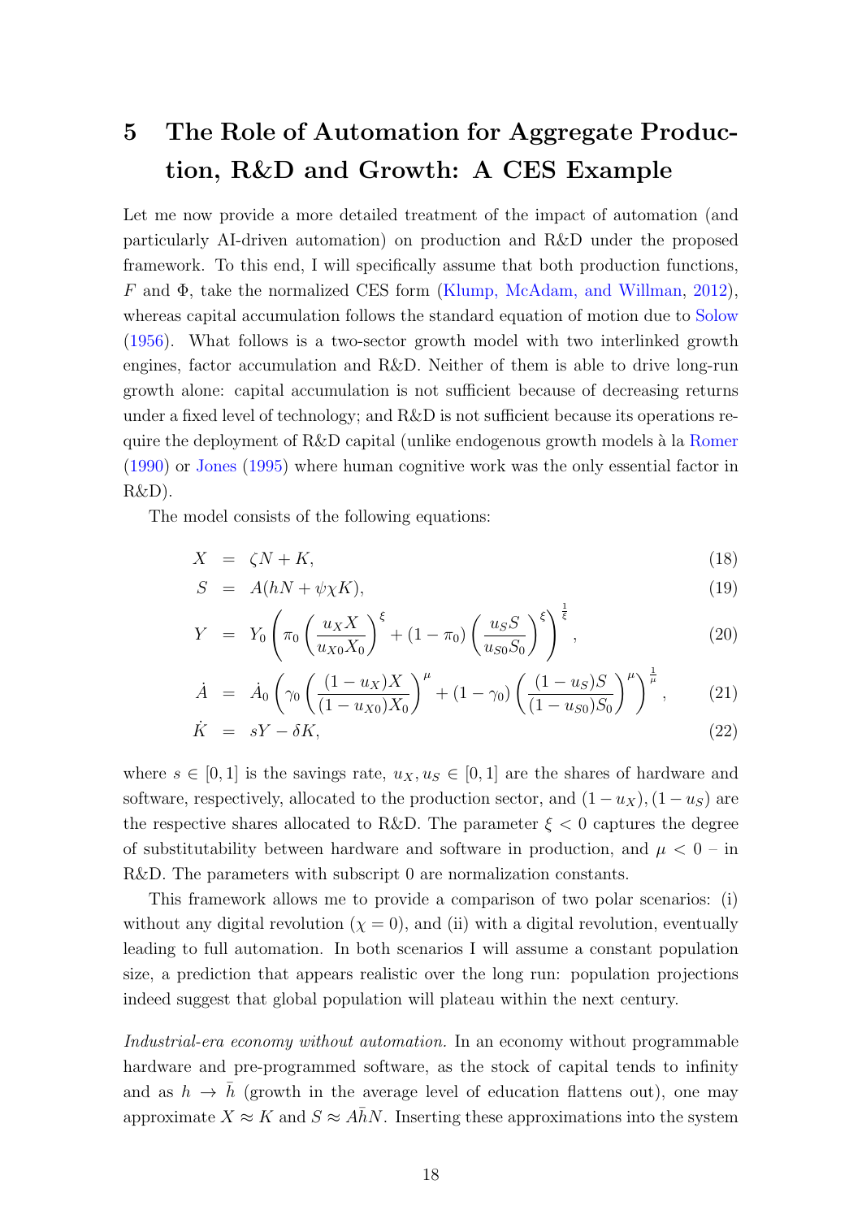# 5 The Role of Automation for Aggregate Production, R&D and Growth: A CES Example

Let me now provide a more detailed treatment of the impact of automation (and particularly AI-driven automation) on production and R&D under the proposed framework. To this end, I will specifically assume that both production functions, $F$ and $\Phi$, take the normalized CES form (Klump, McAdam, and Willman, 2012), whereas capital accumulation follows the standard equation of motion due to Solow (1956). What follows is a two-sector growth model with two interlinked growth engines, factor accumulation and R&D. Neither of them is able to drive long-run growth alone: capital accumulation is not sufficient because of decreasing returns under a fixed level of technology; and R&D is not sufficient because its operations require the deployment of R&D capital (unlike endogenous growth models à la Romer (1990) or Jones (1995) where human cognitive work was the only essential factor in R&D).

The model consists of the following equations:

$$X = \zeta N + K, \tag{18}$$

$$S = A(hN + \psi\chi K), \tag{19}$$

$$Y = Y_0 \left( \pi_0 \left( \frac{u_X X}{u_{X0} X_0} \right)^{\xi} + (1 - \pi_0) \left( \frac{u_S S}{u_{S0} S_0} \right)^{\xi} \right)^{\frac{1}{\xi}}, \tag{20}$$

$$\dot{A} = \dot{A}_0 \left( \gamma_0 \left( \frac{(1 - u_X) X}{(1 - u_{X0}) X_0} \right)^{\mu} + (1 - \gamma_0) \left( \frac{(1 - u_S) S}{(1 - u_{S0}) S_0} \right)^{\mu} \right)^{\frac{1}{\mu}}, \tag{21}$$

$$\dot{K} = sY - \delta K, \tag{22}$$

where $s \in [0, 1]$ is the savings rate, $u_X, u_S \in [0, 1]$ are the shares of hardware and software, respectively, allocated to the production sector, and $(1 - u_X), (1 - u_S)$ are the respective shares allocated to R&D. The parameter $\xi < 0$ captures the degree of substitutability between hardware and software in production, and $\mu < 0$ – in R&D. The parameters with subscript 0 are normalization constants.

This framework allows me to provide a comparison of two polar scenarios: (i) without any digital revolution ($\chi = 0$), and (ii) with a digital revolution, eventually leading to full automation. In both scenarios I will assume a constant population size, a prediction that appears realistic over the long run: population projections indeed suggest that global population will plateau within the next century.

*Industrial-era economy without automation.* In an economy without programmable hardware and pre-programmed software, as the stock of capital tends to infinity and as $h \to \bar{h}$ (growth in the average level of education flattens out), one may approximate $X \approx K$ and $S \approx A\bar{h}N$. Inserting these approximations into the system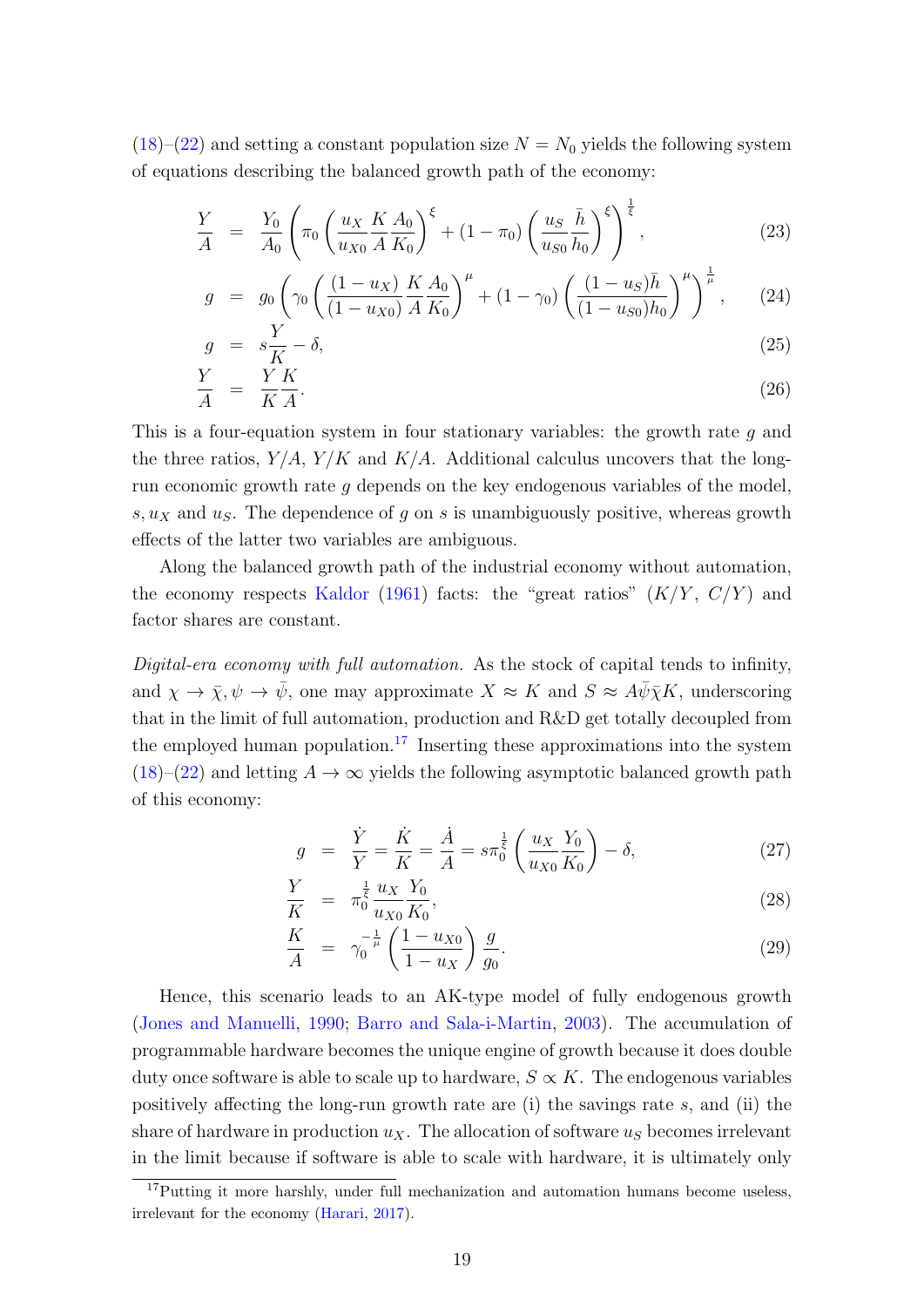(18)–(22) and setting a constant population size $N = N_0$ yields the following system of equations describing the balanced growth path of the economy:

$$\frac{Y}{A} = \frac{Y_0}{A_0}\left(\pi_0\left(\frac{u_X}{u_{X0}}\frac{K}{A}\frac{A_0}{K_0}\right)^{\xi} + (1-\pi_0)\left(\frac{u_S}{u_{S0}}\frac{\bar{h}}{h_0}\right)^{\xi}\right)^{\frac{1}{\xi}}, \tag{23}$$

$$g = g_0\left(\gamma_0\left(\frac{(1-u_X)}{(1-u_{X0})}\frac{K}{A}\frac{A_0}{K_0}\right)^{\mu} + (1-\gamma_0)\left(\frac{(1-u_S)\bar{h}}{(1-u_{S0})h_0}\right)^{\mu}\right)^{\frac{1}{\mu}}, \tag{24}$$

$$g = s\frac{Y}{K} - \delta, \tag{25}$$

$$\frac{Y}{A} = \frac{Y}{K}\frac{K}{A}. \tag{26}$$

This is a four-equation system in four stationary variables: the growth rate $g$ and the three ratios, $Y/A$, $Y/K$ and $K/A$. Additional calculus uncovers that the long-run economic growth rate $g$ depends on the key endogenous variables of the model, $s, u_X$ and $u_S$. The dependence of $g$ on $s$ is unambiguously positive, whereas growth effects of the latter two variables are ambiguous.

Along the balanced growth path of the industrial economy without automation, the economy respects Kaldor (1961) facts: the "great ratios" ($K/Y$, $C/Y$) and factor shares are constant.

*Digital-era economy with full automation.* As the stock of capital tends to infinity, and $\chi \to \bar{\chi}, \psi \to \bar{\psi}$, one may approximate $X \approx K$ and $S \approx A\bar{\psi}\bar{\chi}K$, underscoring that in the limit of full automation, production and R&D get totally decoupled from the employed human population.[17] Inserting these approximations into the system (18)–(22) and letting $A \to \infty$ yields the following asymptotic balanced growth path of this economy:

$$g = \frac{\dot{Y}}{Y} = \frac{\dot{K}}{K} = \frac{\dot{A}}{A} = s\pi_0^{\frac{1}{\xi}}\left(\frac{u_X}{u_{X0}}\frac{Y_0}{K_0}\right) - \delta, \tag{27}$$

$$\frac{Y}{K} = \pi_0^{\frac{1}{\xi}}\frac{u_X}{u_{X0}}\frac{Y_0}{K_0}, \tag{28}$$

$$\frac{K}{A} = \gamma_0^{-\frac{1}{\mu}}\left(\frac{1-u_{X0}}{1-u_X}\right)\frac{g}{g_0}. \tag{29}$$

Hence, this scenario leads to an AK-type model of fully endogenous growth (Jones and Manuelli, 1990; Barro and Sala-i-Martin, 2003). The accumulation of programmable hardware becomes the unique engine of growth because it does double duty once software is able to scale up to hardware, $S \propto K$. The endogenous variables positively affecting the long-run growth rate are (i) the savings rate $s$, and (ii) the share of hardware in production $u_X$. The allocation of software $u_S$ becomes irrelevant in the limit because if software is able to scale with hardware, it is ultimately only

[17] Putting it more harshly, under full mechanization and automation humans become useless, irrelevant for the economy (Harari, 2017).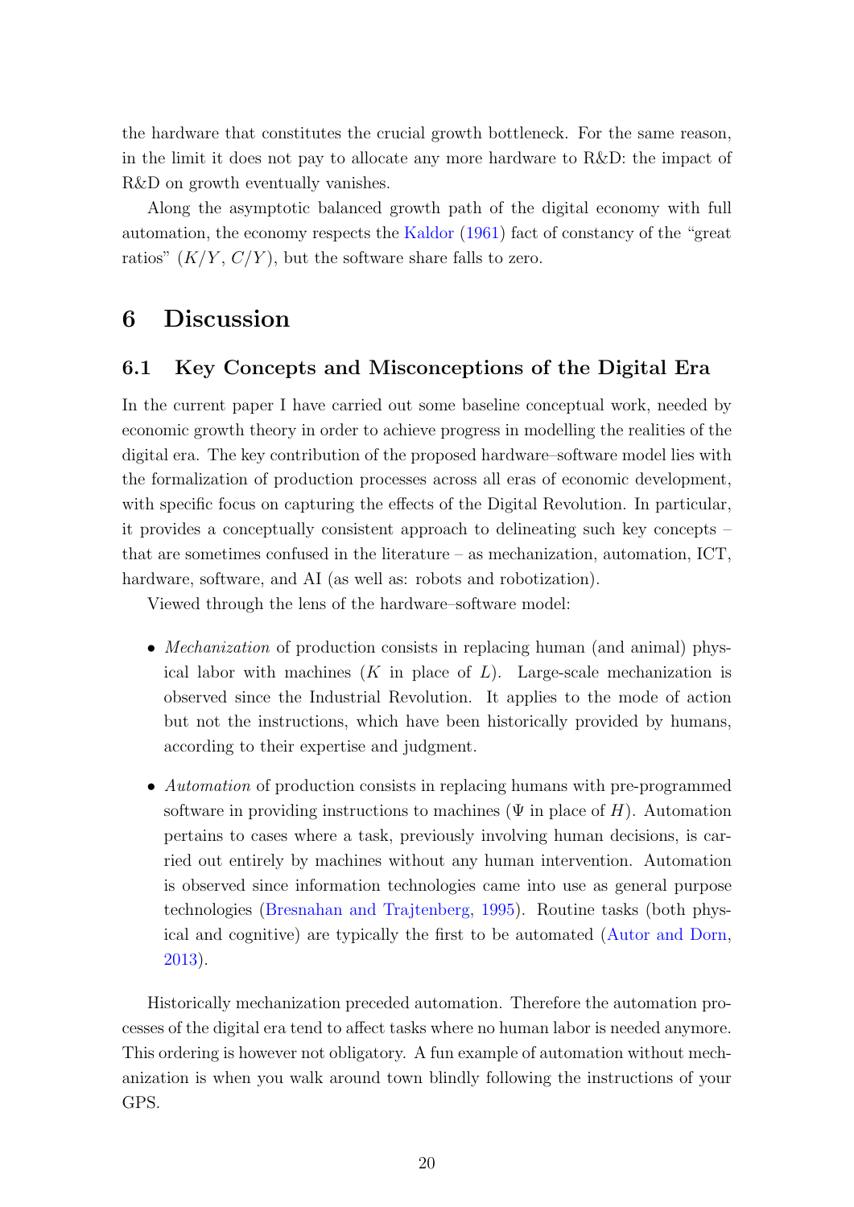the hardware that constitutes the crucial growth bottleneck. For the same reason, in the limit it does not pay to allocate any more hardware to R&D: the impact of R&D on growth eventually vanishes.

Along the asymptotic balanced growth path of the digital economy with full automation, the economy respects the Kaldor (1961) fact of constancy of the "great ratios" ($K/Y$, $C/Y$), but the software share falls to zero.

# 6 Discussion

## 6.1 Key Concepts and Misconceptions of the Digital Era

In the current paper I have carried out some baseline conceptual work, needed by economic growth theory in order to achieve progress in modelling the realities of the digital era. The key contribution of the proposed hardware–software model lies with the formalization of production processes across all eras of economic development, with specific focus on capturing the effects of the Digital Revolution. In particular, it provides a conceptually consistent approach to delineating such key concepts – that are sometimes confused in the literature – as mechanization, automation, ICT, hardware, software, and AI (as well as: robots and robotization).

Viewed through the lens of the hardware–software model:

- *Mechanization* of production consists in replacing human (and animal) physical labor with machines ($K$ in place of $L$). Large-scale mechanization is observed since the Industrial Revolution. It applies to the mode of action but not the instructions, which have been historically provided by humans, according to their expertise and judgment.
- *Automation* of production consists in replacing humans with pre-programmed software in providing instructions to machines ($\Psi$ in place of $H$). Automation pertains to cases where a task, previously involving human decisions, is carried out entirely by machines without any human intervention. Automation is observed since information technologies came into use as general purpose technologies (Bresnahan and Trajtenberg, 1995). Routine tasks (both physical and cognitive) are typically the first to be automated (Autor and Dorn, 2013).

Historically mechanization preceded automation. Therefore the automation processes of the digital era tend to affect tasks where no human labor is needed anymore. This ordering is however not obligatory. A fun example of automation without mechanization is when you walk around town blindly following the instructions of your GPS.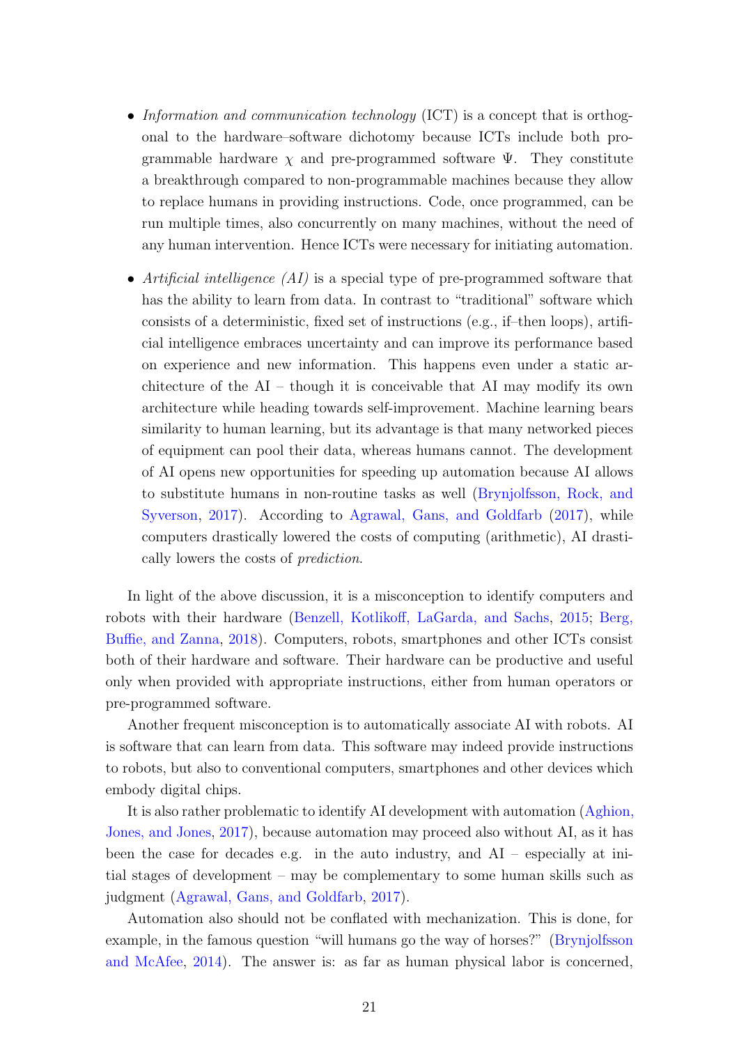- *Information and communication technology* (ICT) is a concept that is orthogonal to the hardware–software dichotomy because ICTs include both programmable hardware $\chi$ and pre-programmed software $\Psi$. They constitute a breakthrough compared to non-programmable machines because they allow to replace humans in providing instructions. Code, once programmed, can be run multiple times, also concurrently on many machines, without the need of any human intervention. Hence ICTs were necessary for initiating automation.

- *Artificial intelligence (AI)* is a special type of pre-programmed software that has the ability to learn from data. In contrast to "traditional" software which consists of a deterministic, fixed set of instructions (e.g., if–then loops), artificial intelligence embraces uncertainty and can improve its performance based on experience and new information. This happens even under a static architecture of the AI – though it is conceivable that AI may modify its own architecture while heading towards self-improvement. Machine learning bears similarity to human learning, but its advantage is that many networked pieces of equipment can pool their data, whereas humans cannot. The development of AI opens new opportunities for speeding up automation because AI allows to substitute humans in non-routine tasks as well (Brynjolfsson, Rock, and Syverson, 2017). According to Agrawal, Gans, and Goldfarb (2017), while computers drastically lowered the costs of computing (arithmetic), AI drastically lowers the costs of *prediction*.

In light of the above discussion, it is a misconception to identify computers and robots with their hardware (Benzell, Kotlikoff, LaGarda, and Sachs, 2015; Berg, Buffie, and Zanna, 2018). Computers, robots, smartphones and other ICTs consist both of their hardware and software. Their hardware can be productive and useful only when provided with appropriate instructions, either from human operators or pre-programmed software.

Another frequent misconception is to automatically associate AI with robots. AI is software that can learn from data. This software may indeed provide instructions to robots, but also to conventional computers, smartphones and other devices which embody digital chips.

It is also rather problematic to identify AI development with automation (Aghion, Jones, and Jones, 2017), because automation may proceed also without AI, as it has been the case for decades e.g. in the auto industry, and AI – especially at initial stages of development – may be complementary to some human skills such as judgment (Agrawal, Gans, and Goldfarb, 2017).

Automation also should not be conflated with mechanization. This is done, for example, in the famous question "will humans go the way of horses?" (Brynjolfsson and McAfee, 2014). The answer is: as far as human physical labor is concerned,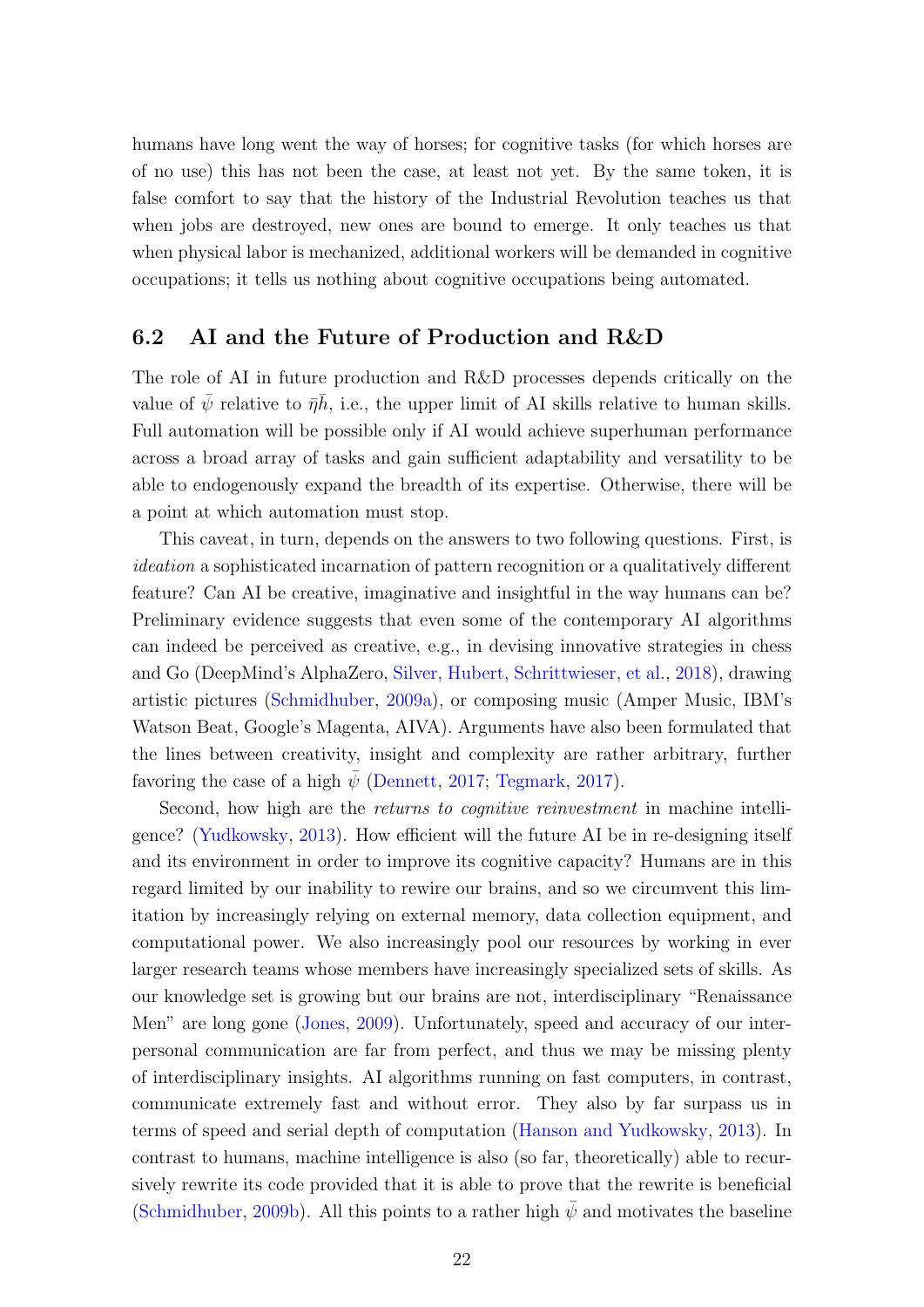humans have long went the way of horses; for cognitive tasks (for which horses are of no use) this has not been the case, at least not yet. By the same token, it is false comfort to say that the history of the Industrial Revolution teaches us that when jobs are destroyed, new ones are bound to emerge. It only teaches us that when physical labor is mechanized, additional workers will be demanded in cognitive occupations; it tells us nothing about cognitive occupations being automated.

## 6.2 AI and the Future of Production and R&D

The role of AI in future production and R&D processes depends critically on the value of $\bar{\psi}$ relative to $\bar{\eta}\bar{h}$, i.e., the upper limit of AI skills relative to human skills. Full automation will be possible only if AI would achieve superhuman performance across a broad array of tasks and gain sufficient adaptability and versatility to be able to endogenously expand the breadth of its expertise. Otherwise, there will be a point at which automation must stop.

This caveat, in turn, depends on the answers to two following questions. First, is *ideation* a sophisticated incarnation of pattern recognition or a qualitatively different feature? Can AI be creative, imaginative and insightful in the way humans can be? Preliminary evidence suggests that even some of the contemporary AI algorithms can indeed be perceived as creative, e.g., in devising innovative strategies in chess and Go (DeepMind's AlphaZero, Silver, Hubert, Schrittwieser, et al., 2018), drawing artistic pictures (Schmidhuber, 2009a), or composing music (Amper Music, IBM's Watson Beat, Google's Magenta, AIVA). Arguments have also been formulated that the lines between creativity, insight and complexity are rather arbitrary, further favoring the case of a high $\bar{\psi}$ (Dennett, 2017; Tegmark, 2017).

Second, how high are the *returns to cognitive reinvestment* in machine intelligence? (Yudkowsky, 2013). How efficient will the future AI be in re-designing itself and its environment in order to improve its cognitive capacity? Humans are in this regard limited by our inability to rewire our brains, and so we circumvent this limitation by increasingly relying on external memory, data collection equipment, and computational power. We also increasingly pool our resources by working in ever larger research teams whose members have increasingly specialized sets of skills. As our knowledge set is growing but our brains are not, interdisciplinary "Renaissance Men" are long gone (Jones, 2009). Unfortunately, speed and accuracy of our interpersonal communication are far from perfect, and thus we may be missing plenty of interdisciplinary insights. AI algorithms running on fast computers, in contrast, communicate extremely fast and without error. They also by far surpass us in terms of speed and serial depth of computation (Hanson and Yudkowsky, 2013). In contrast to humans, machine intelligence is also (so far, theoretically) able to recursively rewrite its code provided that it is able to prove that the rewrite is beneficial (Schmidhuber, 2009b). All this points to a rather high $\bar{\psi}$ and motivates the baseline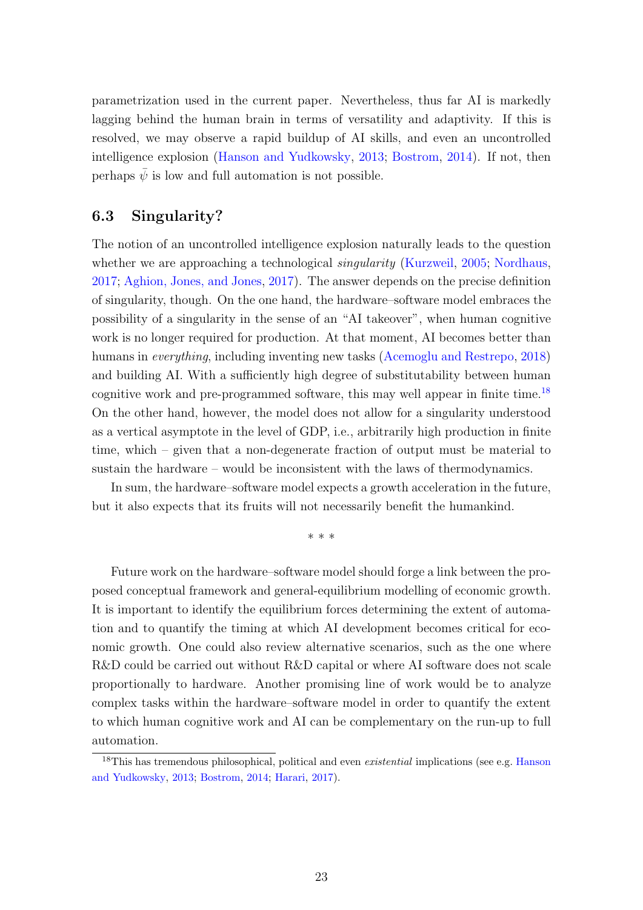parametrization used in the current paper. Nevertheless, thus far AI is markedly lagging behind the human brain in terms of versatility and adaptivity. If this is resolved, we may observe a rapid buildup of AI skills, and even an uncontrolled intelligence explosion (Hanson and Yudkowsky, 2013; Bostrom, 2014). If not, then perhaps $\bar{\psi}$ is low and full automation is not possible.

### 6.3 Singularity?

The notion of an uncontrolled intelligence explosion naturally leads to the question whether we are approaching a technological *singularity* (Kurzweil, 2005; Nordhaus, 2017; Aghion, Jones, and Jones, 2017). The answer depends on the precise definition of singularity, though. On the one hand, the hardware–software model embraces the possibility of a singularity in the sense of an "AI takeover", when human cognitive work is no longer required for production. At that moment, AI becomes better than humans in *everything*, including inventing new tasks (Acemoglu and Restrepo, 2018) and building AI. With a sufficiently high degree of substitutability between human cognitive work and pre-programmed software, this may well appear in finite time.[18] On the other hand, however, the model does not allow for a singularity understood as a vertical asymptote in the level of GDP, i.e., arbitrarily high production in finite time, which – given that a non-degenerate fraction of output must be material to sustain the hardware – would be inconsistent with the laws of thermodynamics.

In sum, the hardware–software model expects a growth acceleration in the future, but it also expects that its fruits will not necessarily benefit the humankind.

\* \* \*

Future work on the hardware–software model should forge a link between the proposed conceptual framework and general-equilibrium modelling of economic growth. It is important to identify the equilibrium forces determining the extent of automation and to quantify the timing at which AI development becomes critical for economic growth. One could also review alternative scenarios, such as the one where R&D could be carried out without R&D capital or where AI software does not scale proportionally to hardware. Another promising line of work would be to analyze complex tasks within the hardware–software model in order to quantify the extent to which human cognitive work and AI can be complementary on the run-up to full automation.

---

[18] This has tremendous philosophical, political and even *existential* implications (see e.g. Hanson and Yudkowsky, 2013; Bostrom, 2014; Harari, 2017).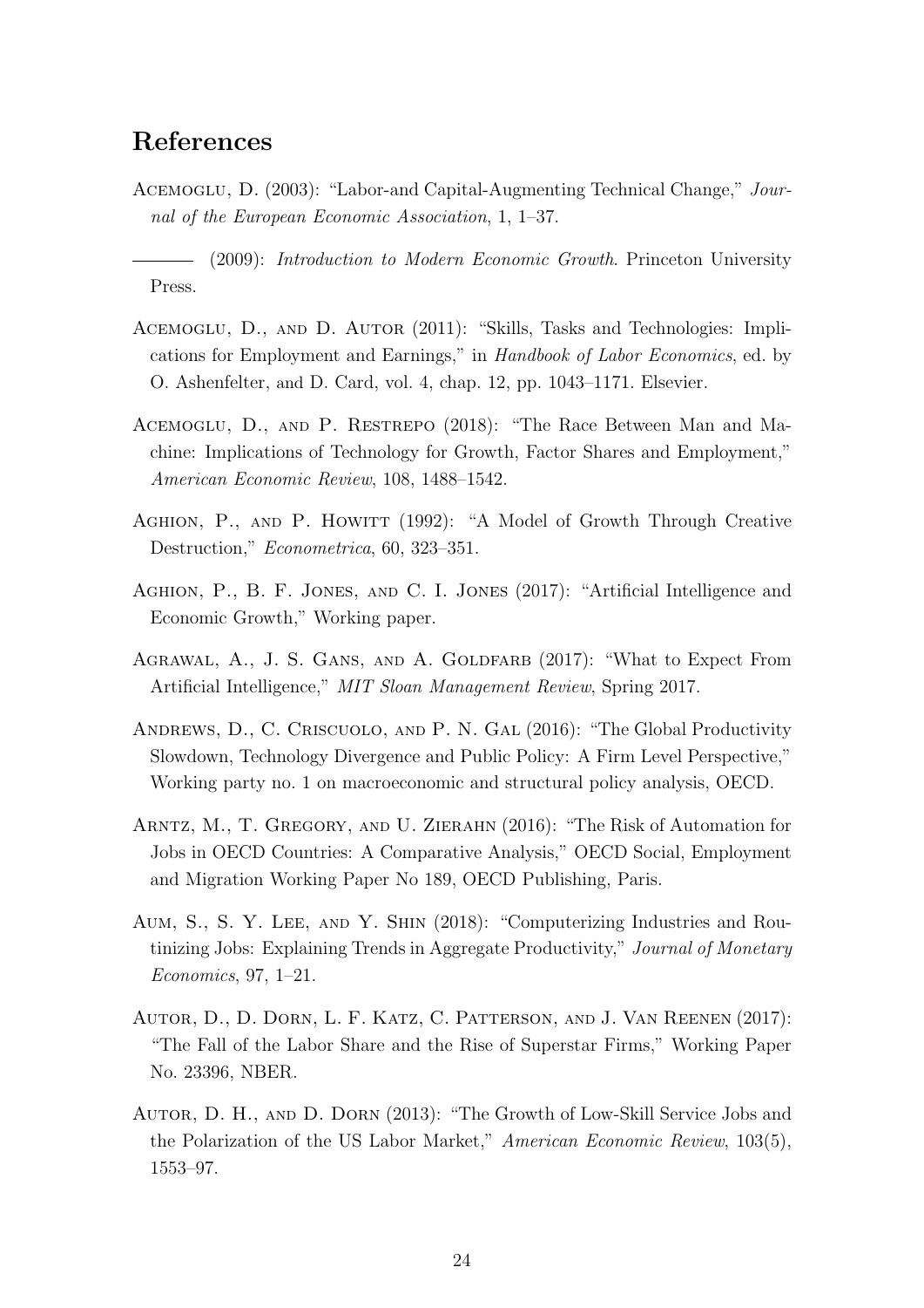# References

Acemoglu, D. (2003): "Labor-and Capital-Augmenting Technical Change," *Journal of the European Economic Association*, 1, 1–37.

——— (2009): *Introduction to Modern Economic Growth*. Princeton University Press.

Acemoglu, D., and D. Autor (2011): "Skills, Tasks and Technologies: Implications for Employment and Earnings," in *Handbook of Labor Economics*, ed. by O. Ashenfelter, and D. Card, vol. 4, chap. 12, pp. 1043–1171. Elsevier.

Acemoglu, D., and P. Restrepo (2018): "The Race Between Man and Machine: Implications of Technology for Growth, Factor Shares and Employment," *American Economic Review*, 108, 1488–1542.

Aghion, P., and P. Howitt (1992): "A Model of Growth Through Creative Destruction," *Econometrica*, 60, 323–351.

Aghion, P., B. F. Jones, and C. I. Jones (2017): "Artificial Intelligence and Economic Growth," Working paper.

Agrawal, A., J. S. Gans, and A. Goldfarb (2017): "What to Expect From Artificial Intelligence," *MIT Sloan Management Review*, Spring 2017.

Andrews, D., C. Criscuolo, and P. N. Gal (2016): "The Global Productivity Slowdown, Technology Divergence and Public Policy: A Firm Level Perspective," Working party no. 1 on macroeconomic and structural policy analysis, OECD.

Arntz, M., T. Gregory, and U. Zierahn (2016): "The Risk of Automation for Jobs in OECD Countries: A Comparative Analysis," OECD Social, Employment and Migration Working Paper No 189, OECD Publishing, Paris.

Aum, S., S. Y. Lee, and Y. Shin (2018): "Computerizing Industries and Routinizing Jobs: Explaining Trends in Aggregate Productivity," *Journal of Monetary Economics*, 97, 1–21.

Autor, D., D. Dorn, L. F. Katz, C. Patterson, and J. Van Reenen (2017): "The Fall of the Labor Share and the Rise of Superstar Firms," Working Paper No. 23396, NBER.

Autor, D. H., and D. Dorn (2013): "The Growth of Low-Skill Service Jobs and the Polarization of the US Labor Market," *American Economic Review*, 103(5), 1553–97.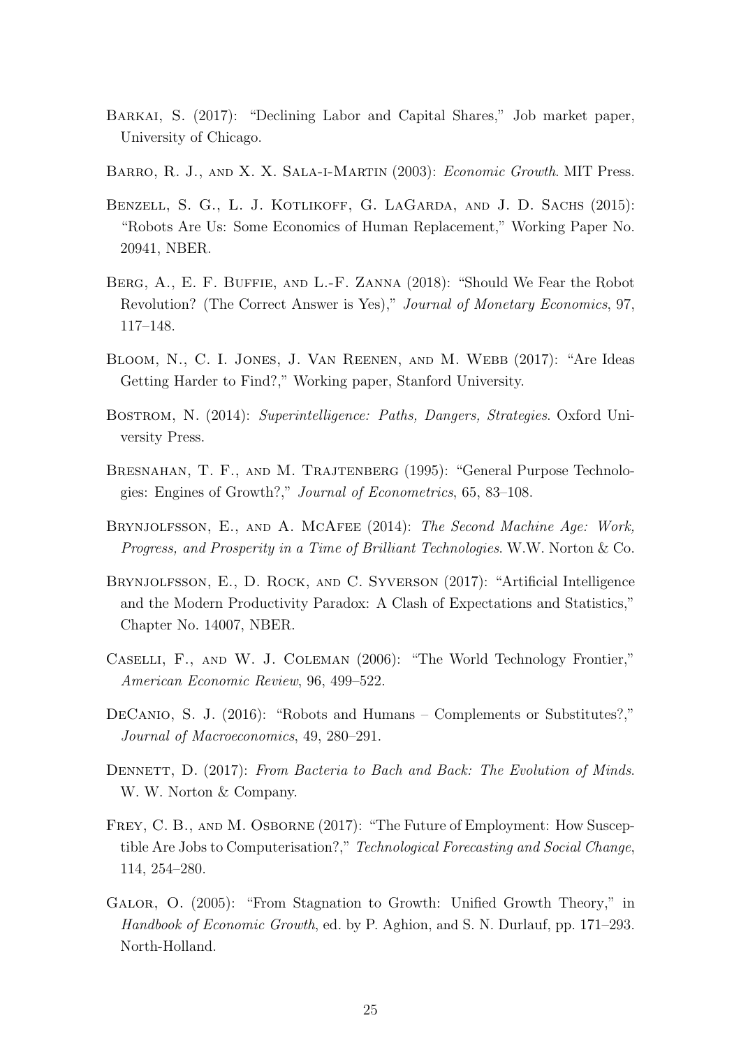Barkai, S. (2017): "Declining Labor and Capital Shares," Job market paper, University of Chicago.

Barro, R. J., and X. X. Sala-i-Martin (2003): *Economic Growth*. MIT Press.

Benzell, S. G., L. J. Kotlikoff, G. LaGarda, and J. D. Sachs (2015): "Robots Are Us: Some Economics of Human Replacement," Working Paper No. 20941, NBER.

Berg, A., E. F. Buffie, and L.-F. Zanna (2018): "Should We Fear the Robot Revolution? (The Correct Answer is Yes)," *Journal of Monetary Economics*, 97, 117–148.

Bloom, N., C. I. Jones, J. Van Reenen, and M. Webb (2017): "Are Ideas Getting Harder to Find?," Working paper, Stanford University.

Bostrom, N. (2014): *Superintelligence: Paths, Dangers, Strategies*. Oxford University Press.

Bresnahan, T. F., and M. Trajtenberg (1995): "General Purpose Technologies: Engines of Growth?," *Journal of Econometrics*, 65, 83–108.

Brynjolfsson, E., and A. McAfee (2014): *The Second Machine Age: Work, Progress, and Prosperity in a Time of Brilliant Technologies*. W.W. Norton & Co.

Brynjolfsson, E., D. Rock, and C. Syverson (2017): "Artificial Intelligence and the Modern Productivity Paradox: A Clash of Expectations and Statistics," Chapter No. 14007, NBER.

Caselli, F., and W. J. Coleman (2006): "The World Technology Frontier," *American Economic Review*, 96, 499–522.

DeCanio, S. J. (2016): "Robots and Humans – Complements or Substitutes?," *Journal of Macroeconomics*, 49, 280–291.

Dennett, D. (2017): *From Bacteria to Bach and Back: The Evolution of Minds*. W. W. Norton & Company.

Frey, C. B., and M. Osborne (2017): "The Future of Employment: How Susceptible Are Jobs to Computerisation?," *Technological Forecasting and Social Change*, 114, 254–280.

Galor, O. (2005): "From Stagnation to Growth: Unified Growth Theory," in *Handbook of Economic Growth*, ed. by P. Aghion, and S. N. Durlauf, pp. 171–293. North-Holland.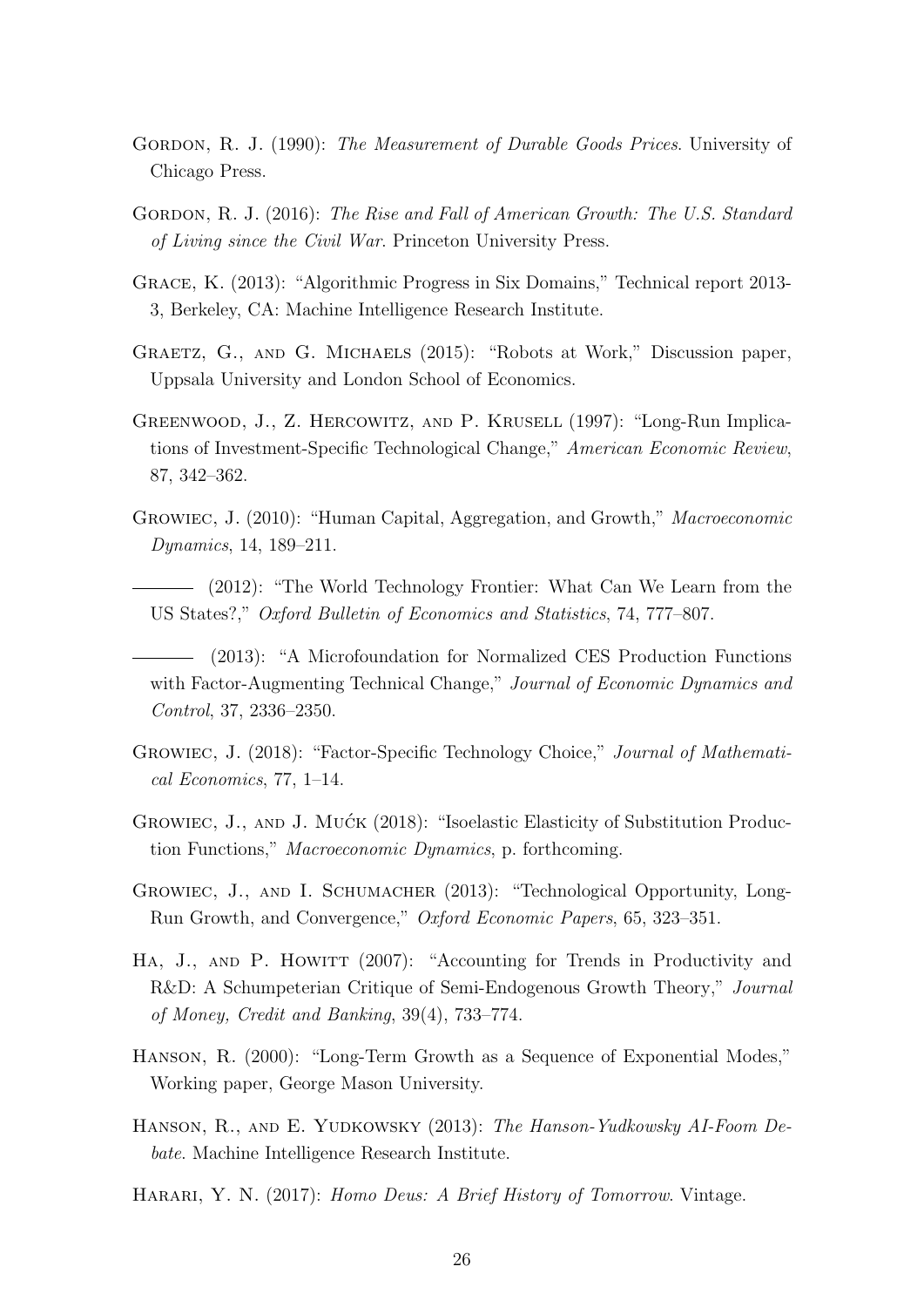Gordon, R. J. (1990): *The Measurement of Durable Goods Prices*. University of Chicago Press.

Gordon, R. J. (2016): *The Rise and Fall of American Growth: The U.S. Standard of Living since the Civil War*. Princeton University Press.

Grace, K. (2013): "Algorithmic Progress in Six Domains," Technical report 2013-3, Berkeley, CA: Machine Intelligence Research Institute.

Graetz, G., and G. Michaels (2015): "Robots at Work," Discussion paper, Uppsala University and London School of Economics.

Greenwood, J., Z. Hercowitz, and P. Krusell (1997): "Long-Run Implications of Investment-Specific Technological Change," *American Economic Review*, 87, 342–362.

Growiec, J. (2010): "Human Capital, Aggregation, and Growth," *Macroeconomic Dynamics*, 14, 189–211.

——— (2012): "The World Technology Frontier: What Can We Learn from the US States?," *Oxford Bulletin of Economics and Statistics*, 74, 777–807.

——— (2013): "A Microfoundation for Normalized CES Production Functions with Factor-Augmenting Technical Change," *Journal of Economic Dynamics and Control*, 37, 2336–2350.

Growiec, J. (2018): "Factor-Specific Technology Choice," *Journal of Mathematical Economics*, 77, 1–14.

Growiec, J., and J. Mućk (2018): "Isoelastic Elasticity of Substitution Production Functions," *Macroeconomic Dynamics*, p. forthcoming.

Growiec, J., and I. Schumacher (2013): "Technological Opportunity, Long-Run Growth, and Convergence," *Oxford Economic Papers*, 65, 323–351.

Ha, J., and P. Howitt (2007): "Accounting for Trends in Productivity and R&D: A Schumpeterian Critique of Semi-Endogenous Growth Theory," *Journal of Money, Credit and Banking*, 39(4), 733–774.

Hanson, R. (2000): "Long-Term Growth as a Sequence of Exponential Modes," Working paper, George Mason University.

Hanson, R., and E. Yudkowsky (2013): *The Hanson-Yudkowsky AI-Foom Debate*. Machine Intelligence Research Institute.

Harari, Y. N. (2017): *Homo Deus: A Brief History of Tomorrow*. Vintage.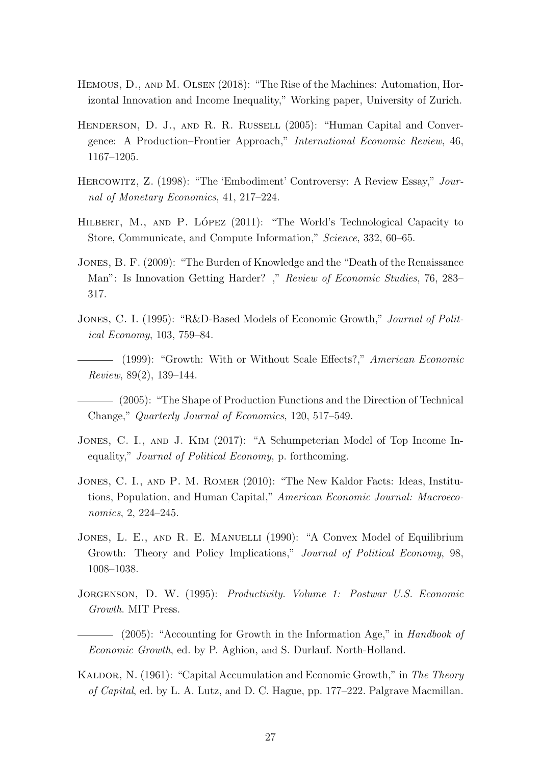Hemous, D., and M. Olsen (2018): "The Rise of the Machines: Automation, Horizontal Innovation and Income Inequality," Working paper, University of Zurich.

Henderson, D. J., and R. R. Russell (2005): "Human Capital and Convergence: A Production–Frontier Approach," *International Economic Review*, 46, 1167–1205.

Hercowitz, Z. (1998): "The 'Embodiment' Controversy: A Review Essay," *Journal of Monetary Economics*, 41, 217–224.

Hilbert, M., and P. López (2011): "The World's Technological Capacity to Store, Communicate, and Compute Information," *Science*, 332, 60–65.

Jones, B. F. (2009): "The Burden of Knowledge and the "Death of the Renaissance Man": Is Innovation Getting Harder? ," *Review of Economic Studies*, 76, 283–317.

Jones, C. I. (1995): "R&D-Based Models of Economic Growth," *Journal of Political Economy*, 103, 759–84.

——— (1999): "Growth: With or Without Scale Effects?," *American Economic Review*, 89(2), 139–144.

——— (2005): "The Shape of Production Functions and the Direction of Technical Change," *Quarterly Journal of Economics*, 120, 517–549.

Jones, C. I., and J. Kim (2017): "A Schumpeterian Model of Top Income Inequality," *Journal of Political Economy*, p. forthcoming.

Jones, C. I., and P. M. Romer (2010): "The New Kaldor Facts: Ideas, Institutions, Population, and Human Capital," *American Economic Journal: Macroeconomics*, 2, 224–245.

Jones, L. E., and R. E. Manuelli (1990): "A Convex Model of Equilibrium Growth: Theory and Policy Implications," *Journal of Political Economy*, 98, 1008–1038.

Jorgenson, D. W. (1995): *Productivity. Volume 1: Postwar U.S. Economic Growth*. MIT Press.

——— (2005): "Accounting for Growth in the Information Age," in *Handbook of Economic Growth*, ed. by P. Aghion, and S. Durlauf. North-Holland.

Kaldor, N. (1961): "Capital Accumulation and Economic Growth," in *The Theory of Capital*, ed. by L. A. Lutz, and D. C. Hague, pp. 177–222. Palgrave Macmillan.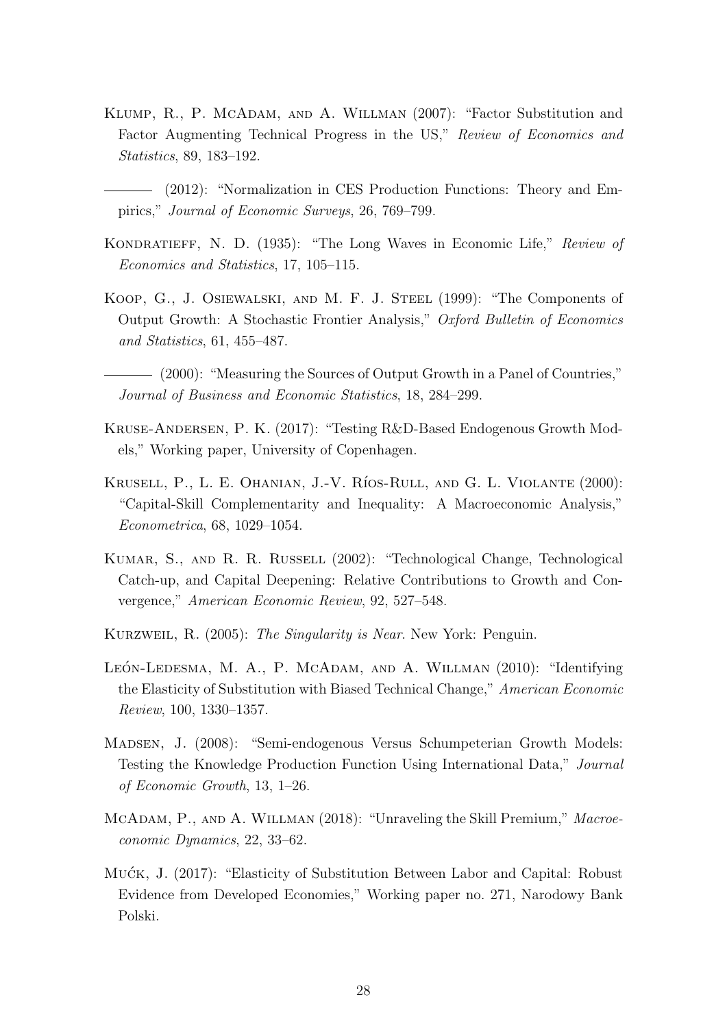Klump, R., P. McAdam, and A. Willman (2007): "Factor Substitution and Factor Augmenting Technical Progress in the US," *Review of Economics and Statistics*, 89, 183–192.

——— (2012): "Normalization in CES Production Functions: Theory and Empirics," *Journal of Economic Surveys*, 26, 769–799.

Kondratieff, N. D. (1935): "The Long Waves in Economic Life," *Review of Economics and Statistics*, 17, 105–115.

Koop, G., J. Osiewalski, and M. F. J. Steel (1999): "The Components of Output Growth: A Stochastic Frontier Analysis," *Oxford Bulletin of Economics and Statistics*, 61, 455–487.

——— (2000): "Measuring the Sources of Output Growth in a Panel of Countries," *Journal of Business and Economic Statistics*, 18, 284–299.

Kruse-Andersen, P. K. (2017): "Testing R&D-Based Endogenous Growth Models," Working paper, University of Copenhagen.

Krusell, P., L. E. Ohanian, J.-V. Ríos-Rull, and G. L. Violante (2000): "Capital-Skill Complementarity and Inequality: A Macroeconomic Analysis," *Econometrica*, 68, 1029–1054.

Kumar, S., and R. R. Russell (2002): "Technological Change, Technological Catch-up, and Capital Deepening: Relative Contributions to Growth and Convergence," *American Economic Review*, 92, 527–548.

Kurzweil, R. (2005): *The Singularity is Near*. New York: Penguin.

León-Ledesma, M. A., P. McAdam, and A. Willman (2010): "Identifying the Elasticity of Substitution with Biased Technical Change," *American Economic Review*, 100, 1330–1357.

Madsen, J. (2008): "Semi-endogenous Versus Schumpeterian Growth Models: Testing the Knowledge Production Function Using International Data," *Journal of Economic Growth*, 13, 1–26.

McAdam, P., and A. Willman (2018): "Unraveling the Skill Premium," *Macroeconomic Dynamics*, 22, 33–62.

Mućk, J. (2017): "Elasticity of Substitution Between Labor and Capital: Robust Evidence from Developed Economies," Working paper no. 271, Narodowy Bank Polski.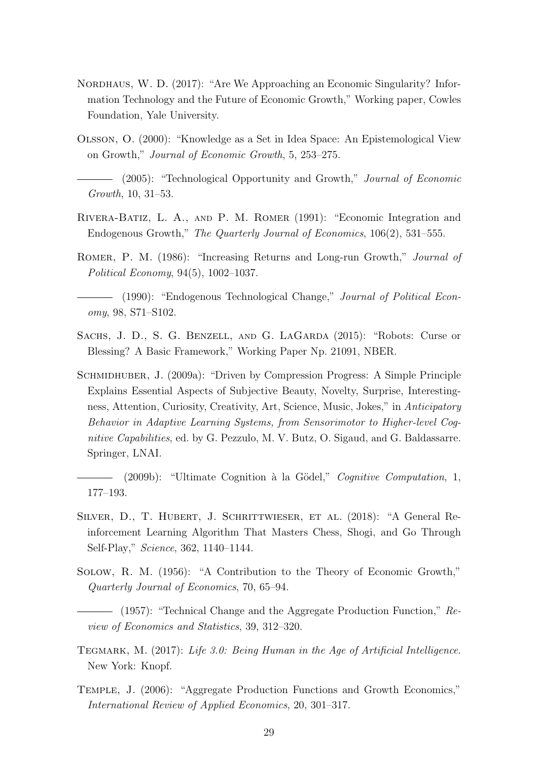Nordhaus, W. D. (2017): "Are We Approaching an Economic Singularity? Information Technology and the Future of Economic Growth," Working paper, Cowles Foundation, Yale University.

Olsson, O. (2000): "Knowledge as a Set in Idea Space: An Epistemological View on Growth," *Journal of Economic Growth*, 5, 253–275.

——— (2005): "Technological Opportunity and Growth," *Journal of Economic Growth*, 10, 31–53.

Rivera-Batiz, L. A., and P. M. Romer (1991): "Economic Integration and Endogenous Growth," *The Quarterly Journal of Economics*, 106(2), 531–555.

Romer, P. M. (1986): "Increasing Returns and Long-run Growth," *Journal of Political Economy*, 94(5), 1002–1037.

——— (1990): "Endogenous Technological Change," *Journal of Political Economy*, 98, S71–S102.

Sachs, J. D., S. G. Benzell, and G. LaGarda (2015): "Robots: Curse or Blessing? A Basic Framework," Working Paper Np. 21091, NBER.

Schmidhuber, J. (2009a): "Driven by Compression Progress: A Simple Principle Explains Essential Aspects of Subjective Beauty, Novelty, Surprise, Interestingness, Attention, Curiosity, Creativity, Art, Science, Music, Jokes," in *Anticipatory Behavior in Adaptive Learning Systems, from Sensorimotor to Higher-level Cognitive Capabilities*, ed. by G. Pezzulo, M. V. Butz, O. Sigaud, and G. Baldassarre. Springer, LNAI.

——— (2009b): "Ultimate Cognition à la Gödel," *Cognitive Computation*, 1, 177–193.

Silver, D., T. Hubert, J. Schrittwieser, et al. (2018): "A General Reinforcement Learning Algorithm That Masters Chess, Shogi, and Go Through Self-Play," *Science*, 362, 1140–1144.

Solow, R. M. (1956): "A Contribution to the Theory of Economic Growth," *Quarterly Journal of Economics*, 70, 65–94.

——— (1957): "Technical Change and the Aggregate Production Function," *Review of Economics and Statistics*, 39, 312–320.

Tegmark, M. (2017): *Life 3.0: Being Human in the Age of Artificial Intelligence*. New York: Knopf.

Temple, J. (2006): "Aggregate Production Functions and Growth Economics," *International Review of Applied Economics*, 20, 301–317.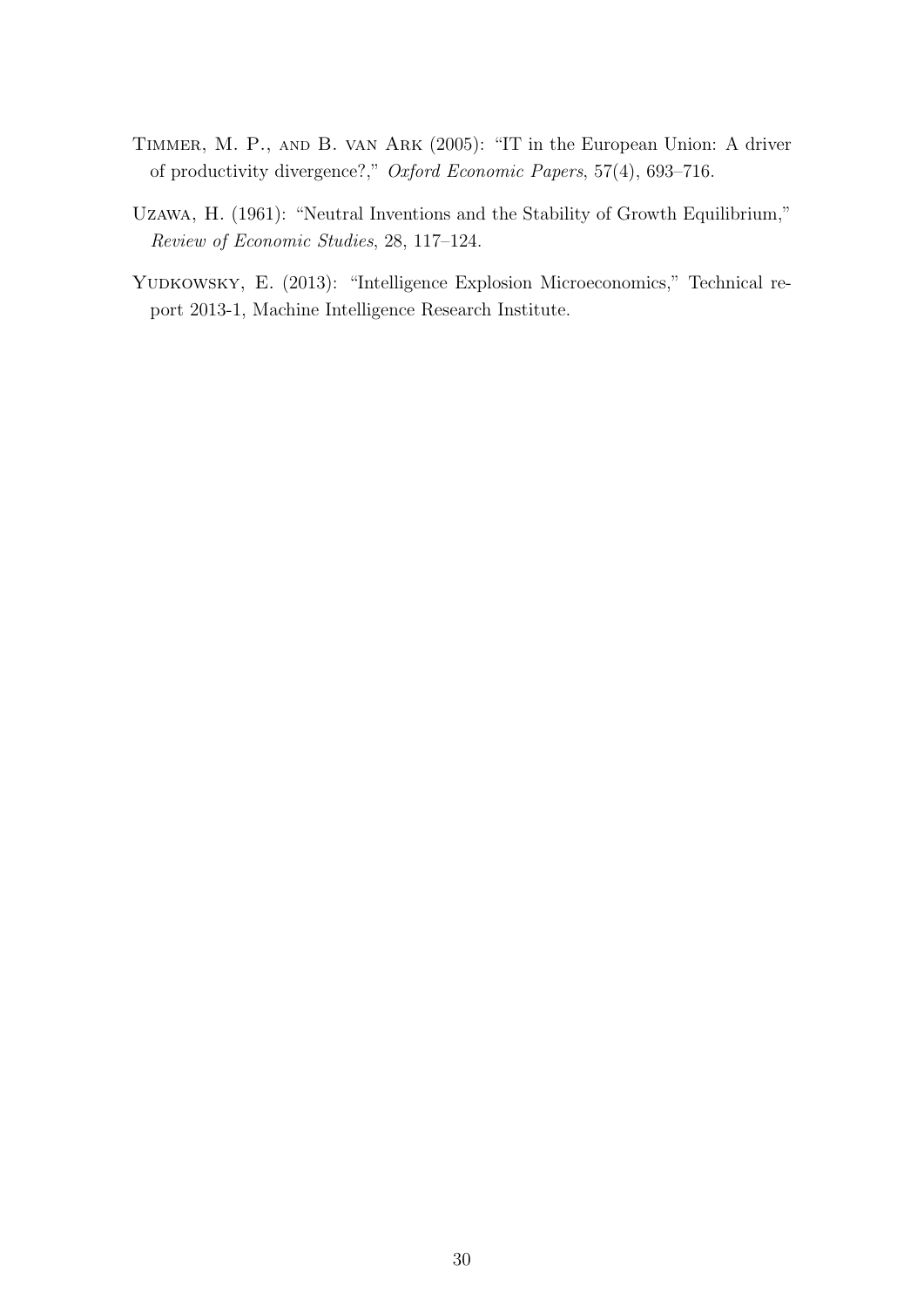Timmer, M. P., and B. van Ark (2005): "IT in the European Union: A driver of productivity divergence?," *Oxford Economic Papers*, 57(4), 693–716.

Uzawa, H. (1961): "Neutral Inventions and the Stability of Growth Equilibrium," *Review of Economic Studies*, 28, 117–124.

Yudkowsky, E. (2013): "Intelligence Explosion Microeconomics," Technical report 2013-1, Machine Intelligence Research Institute.